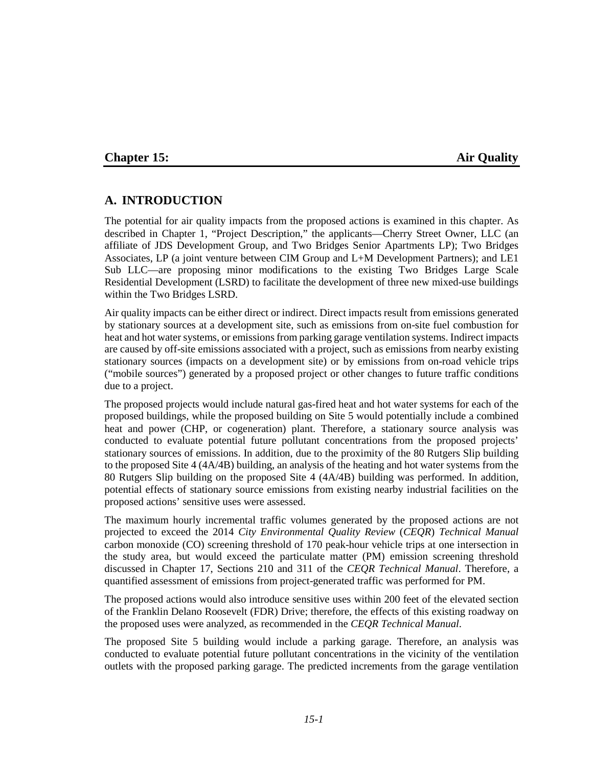# Chapter 15: Air Quality

## A. INTRODUCTION

The potential for air quality impacts from the proposed actions is examined in this chapter. As described in Chapter 1, "Project Description," the applicants—Cherry Street Owner, LLC (an affiliate of JDS Development Group, and Two Bridges Senior Apartments LP); Two Bridges Associates, LP (a joint venture between CIM Group and L+M Development Partners); and LE1 Sub LLC—are proposing minor modifications to the existing Two Bridges Large Scale Residential Development (LSRD) to facilitate the development of three new mixed-use buildings within the Two Bridges LSRD.

Air quality impacts can be either direct or indirect. Direct impacts result from emissions generated by stationary sources at a development site, such as emissions from on-site fuel combustion for heat and hot water systems, or emissions from parking garage ventilation systems. Indirect impacts are caused by off-site emissions associated with a project, such as emissions from nearby existing stationary sources (impacts on a development site) or by emissions from on-road vehicle trips ("mobile sources") generated by a proposed project or other changes to future traffic conditions due to a project.

The proposed projects would include natural gas-fired heat and hot water systems for each of the proposed buildings, while the proposed building on Site 5 would potentially include a combined heat and power (CHP, or cogeneration) plant. Therefore, a stationary source analysis was conducted to evaluate potential future pollutant concentrations from the proposed projects' stationary sources of emissions. In addition, due to the proximity of the 80 Rutgers Slip building to the proposed Site 4 (4A/4B) building, an analysis of the heating and hot water systems from the 80 Rutgers Slip building on the proposed Site 4 (4A/4B) building was performed. In addition, potential effects of stationary source emissions from existing nearby industrial facilities on the proposed actions' sensitive uses were assessed.

The maximum hourly incremental traffic volumes generated by the proposed actions are not projected to exceed the 2014 *City Environmental Quality Review* (*CEQR*) *Technical Manual* carbon monoxide (CO) screening threshold of 170 peak-hour vehicle trips at one intersection in the study area, but would exceed the particulate matter (PM) emission screening threshold discussed in Chapter 17, Sections 210 and 311 of the *CEQR Technical Manual*. Therefore, a quantified assessment of emissions from project-generated traffic was performed for PM.

The proposed actions would also introduce sensitive uses within 200 feet of the elevated section of the Franklin Delano Roosevelt (FDR) Drive; therefore, the effects of this existing roadway on the proposed uses were analyzed, as recommended in the *CEQR Technical Manual*.

The proposed Site 5 building would include a parking garage. Therefore, an analysis was conducted to evaluate potential future pollutant concentrations in the vicinity of the ventilation outlets with the proposed parking garage. The predicted increments from the garage ventilation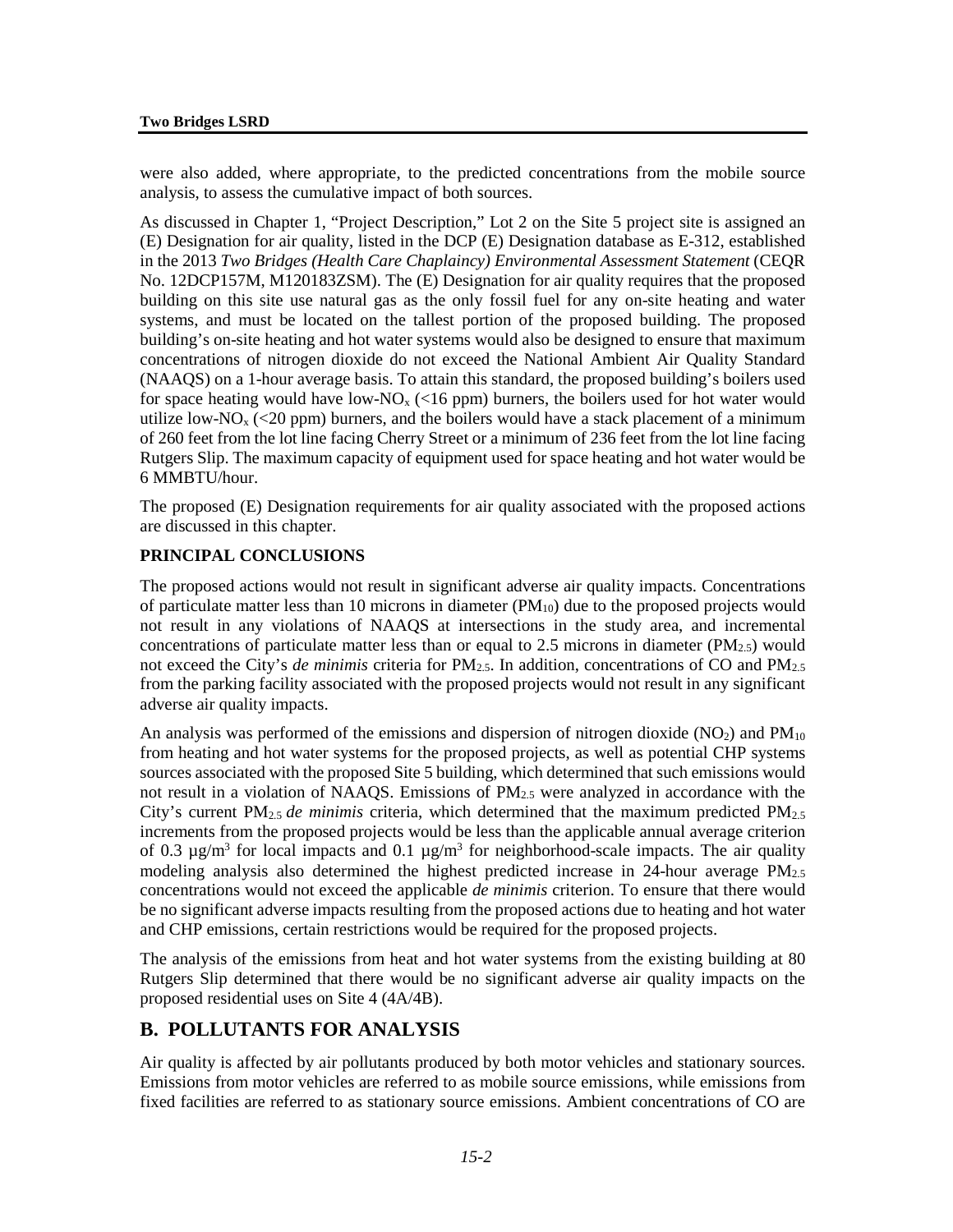were also added, where appropriate, to the predicted concentrations from the mobile source analysis, to assess the cumulative impact of both sources.

As discussed in Chapter 1, "Project Description," Lot 2 on the Site 5 project site is assigned an (E) Designation for air quality, listed in the DCP (E) Designation database as E-312, established in the 2013 *Two Bridges (Health Care Chaplaincy) Environmental Assessment Statement* (CEQR No. 12DCP157M, M120183ZSM). The (E) Designation for air quality requires that the proposed building on this site use natural gas as the only fossil fuel for any on-site heating and water systems, and must be located on the tallest portion of the proposed building. The proposed building's on-site heating and hot water systems would also be designed to ensure that maximum concentrations of nitrogen dioxide do not exceed the National Ambient Air Quality Standard (NAAQS) on a 1-hour average basis. To attain this standard, the proposed building's boilers used for space heating would have low-$NO_x$ (<16 ppm) burners, the boilers used for hot water would utilize low-$NO_x$ (<20 ppm) burners, and the boilers would have a stack placement of a minimum of 260 feet from the lot line facing Cherry Street or a minimum of 236 feet from the lot line facing Rutgers Slip. The maximum capacity of equipment used for space heating and hot water would be 6 MMBTU/hour.

The proposed (E) Designation requirements for air quality associated with the proposed actions are discussed in this chapter.

### PRINCIPAL CONCLUSIONS

The proposed actions would not result in significant adverse air quality impacts. Concentrations of particulate matter less than 10 microns in diameter ($PM_{10}$) due to the proposed projects would not result in any violations of NAAQS at intersections in the study area, and incremental concentrations of particulate matter less than or equal to 2.5 microns in diameter ($PM_{2.5}$) would not exceed the City's *de minimis* criteria for $PM_{2.5}$. In addition, concentrations of CO and $PM_{2.5}$ from the parking facility associated with the proposed projects would not result in any significant adverse air quality impacts.

An analysis was performed of the emissions and dispersion of nitrogen dioxide ($NO_2$) and $PM_{10}$ from heating and hot water systems for the proposed projects, as well as potential CHP systems sources associated with the proposed Site 5 building, which determined that such emissions would not result in a violation of NAAQS. Emissions of $PM_{2.5}$ were analyzed in accordance with the City's current $PM_{2.5}$ *de minimis* criteria, which determined that the maximum predicted $PM_{2.5}$ increments from the proposed projects would be less than the applicable annual average criterion of 0.3 $\mu g/m^3$ for local impacts and 0.1 $\mu g/m^3$ for neighborhood-scale impacts. The air quality modeling analysis also determined the highest predicted increase in 24-hour average $PM_{2.5}$ concentrations would not exceed the applicable *de minimis* criterion. To ensure that there would be no significant adverse impacts resulting from the proposed actions due to heating and hot water and CHP emissions, certain restrictions would be required for the proposed projects.

The analysis of the emissions from heat and hot water systems from the existing building at 80 Rutgers Slip determined that there would be no significant adverse air quality impacts on the proposed residential uses on Site 4 (4A/4B).

## B. POLLUTANTS FOR ANALYSIS

Air quality is affected by air pollutants produced by both motor vehicles and stationary sources. Emissions from motor vehicles are referred to as mobile source emissions, while emissions from fixed facilities are referred to as stationary source emissions. Ambient concentrations of CO are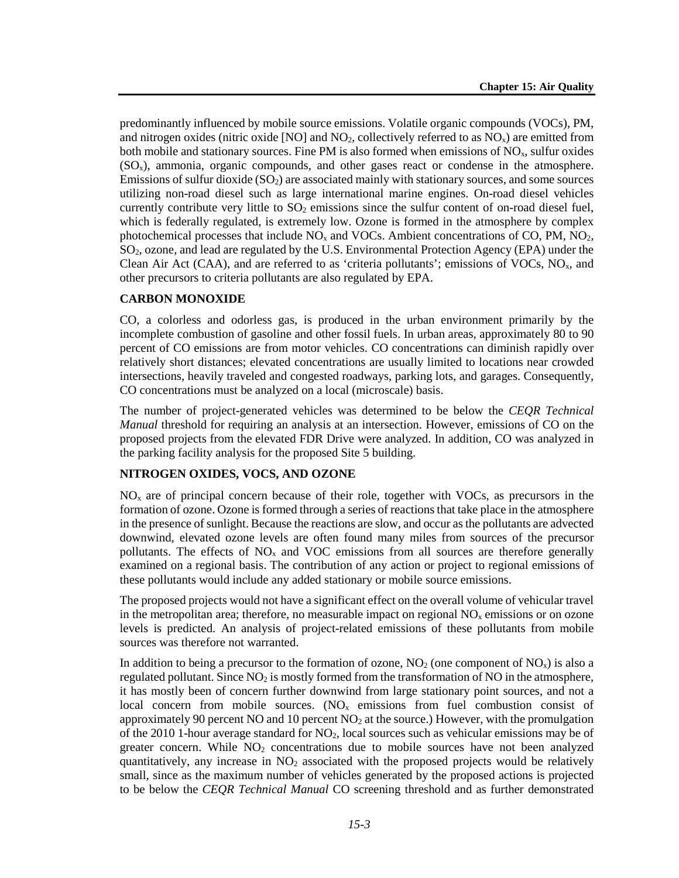predominantly influenced by mobile source emissions. Volatile organic compounds (VOCs), PM, and nitrogen oxides (nitric oxide [NO] and $NO_2$, collectively referred to as $NO_x$) are emitted from both mobile and stationary sources. Fine PM is also formed when emissions of $NO_x$, sulfur oxides ($SO_x$), ammonia, organic compounds, and other gases react or condense in the atmosphere. Emissions of sulfur dioxide ($SO_2$) are associated mainly with stationary sources, and some sources utilizing non-road diesel such as large international marine engines. On-road diesel vehicles currently contribute very little to $SO_2$ emissions since the sulfur content of on-road diesel fuel, which is federally regulated, is extremely low. Ozone is formed in the atmosphere by complex photochemical processes that include $NO_x$ and VOCs. Ambient concentrations of CO, PM, $NO_2$, $SO_2$, ozone, and lead are regulated by the U.S. Environmental Protection Agency (EPA) under the Clean Air Act (CAA), and are referred to as 'criteria pollutants'; emissions of VOCs, $NO_x$, and other precursors to criteria pollutants are also regulated by EPA.

## CARBON MONOXIDE

CO, a colorless and odorless gas, is produced in the urban environment primarily by the incomplete combustion of gasoline and other fossil fuels. In urban areas, approximately 80 to 90 percent of CO emissions are from motor vehicles. CO concentrations can diminish rapidly over relatively short distances; elevated concentrations are usually limited to locations near crowded intersections, heavily traveled and congested roadways, parking lots, and garages. Consequently, CO concentrations must be analyzed on a local (microscale) basis.

The number of project-generated vehicles was determined to be below the *CEQR Technical Manual* threshold for requiring an analysis at an intersection. However, emissions of CO on the proposed projects from the elevated FDR Drive were analyzed. In addition, CO was analyzed in the parking facility analysis for the proposed Site 5 building.

## NITROGEN OXIDES, VOCS, AND OZONE

$NO_x$ are of principal concern because of their role, together with VOCs, as precursors in the formation of ozone. Ozone is formed through a series of reactions that take place in the atmosphere in the presence of sunlight. Because the reactions are slow, and occur as the pollutants are advected downwind, elevated ozone levels are often found many miles from sources of the precursor pollutants. The effects of $NO_x$ and VOC emissions from all sources are therefore generally examined on a regional basis. The contribution of any action or project to regional emissions of these pollutants would include any added stationary or mobile source emissions.

The proposed projects would not have a significant effect on the overall volume of vehicular travel in the metropolitan area; therefore, no measurable impact on regional $NO_x$ emissions or on ozone levels is predicted. An analysis of project-related emissions of these pollutants from mobile sources was therefore not warranted.

In addition to being a precursor to the formation of ozone, $NO_2$ (one component of $NO_x$) is also a regulated pollutant. Since $NO_2$ is mostly formed from the transformation of NO in the atmosphere, it has mostly been of concern further downwind from large stationary point sources, and not a local concern from mobile sources. ($NO_x$ emissions from fuel combustion consist of approximately 90 percent NO and 10 percent $NO_2$ at the source.) However, with the promulgation of the 2010 1-hour average standard for $NO_2$, local sources such as vehicular emissions may be of greater concern. While $NO_2$ concentrations due to mobile sources have not been analyzed quantitatively, any increase in $NO_2$ associated with the proposed projects would be relatively small, since as the maximum number of vehicles generated by the proposed actions is projected to be below the *CEQR Technical Manual* CO screening threshold and as further demonstrated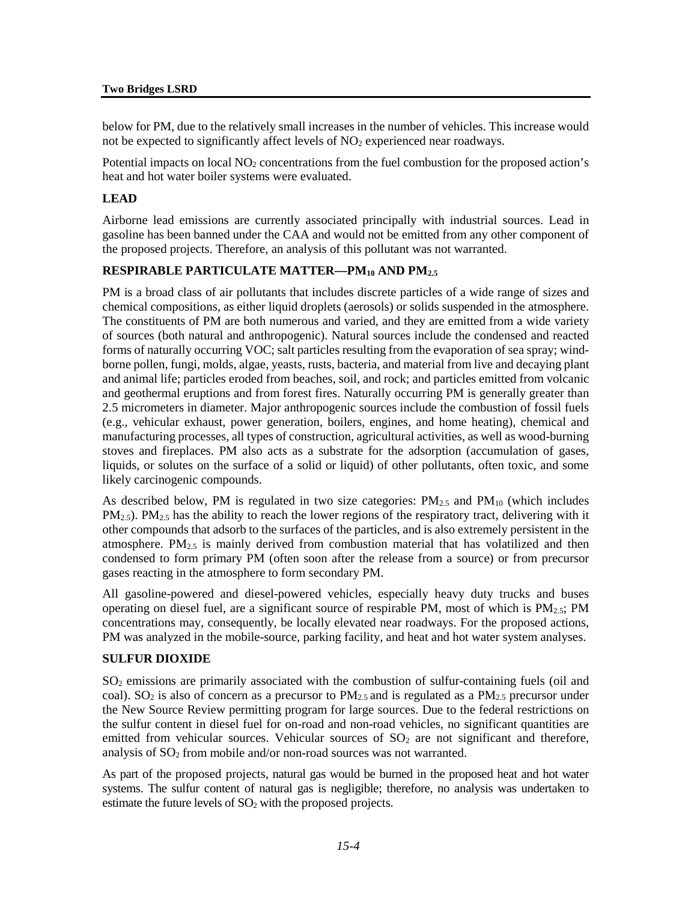below for PM, due to the relatively small increases in the number of vehicles. This increase would not be expected to significantly affect levels of $NO_2$ experienced near roadways.

Potential impacts on local $NO_2$ concentrations from the fuel combustion for the proposed action's heat and hot water boiler systems were evaluated.

### LEAD

Airborne lead emissions are currently associated principally with industrial sources. Lead in gasoline has been banned under the CAA and would not be emitted from any other component of the proposed projects. Therefore, an analysis of this pollutant was not warranted.

### RESPIRABLE PARTICULATE MATTER—$PM_{10}$ AND $PM_{2.5}$

PM is a broad class of air pollutants that includes discrete particles of a wide range of sizes and chemical compositions, as either liquid droplets (aerosols) or solids suspended in the atmosphere. The constituents of PM are both numerous and varied, and they are emitted from a wide variety of sources (both natural and anthropogenic). Natural sources include the condensed and reacted forms of naturally occurring VOC; salt particles resulting from the evaporation of sea spray; wind-borne pollen, fungi, molds, algae, yeasts, rusts, bacteria, and material from live and decaying plant and animal life; particles eroded from beaches, soil, and rock; and particles emitted from volcanic and geothermal eruptions and from forest fires. Naturally occurring PM is generally greater than 2.5 micrometers in diameter. Major anthropogenic sources include the combustion of fossil fuels (e.g., vehicular exhaust, power generation, boilers, engines, and home heating), chemical and manufacturing processes, all types of construction, agricultural activities, as well as wood-burning stoves and fireplaces. PM also acts as a substrate for the adsorption (accumulation of gases, liquids, or solutes on the surface of a solid or liquid) of other pollutants, often toxic, and some likely carcinogenic compounds.

As described below, PM is regulated in two size categories: $PM_{2.5}$ and $PM_{10}$ (which includes $PM_{2.5}$). $PM_{2.5}$ has the ability to reach the lower regions of the respiratory tract, delivering with it other compounds that adsorb to the surfaces of the particles, and is also extremely persistent in the atmosphere. $PM_{2.5}$ is mainly derived from combustion material that has volatilized and then condensed to form primary PM (often soon after the release from a source) or from precursor gases reacting in the atmosphere to form secondary PM.

All gasoline-powered and diesel-powered vehicles, especially heavy duty trucks and buses operating on diesel fuel, are a significant source of respirable PM, most of which is $PM_{2.5}$; PM concentrations may, consequently, be locally elevated near roadways. For the proposed actions, PM was analyzed in the mobile-source, parking facility, and heat and hot water system analyses.

### SULFUR DIOXIDE

$SO_2$ emissions are primarily associated with the combustion of sulfur-containing fuels (oil and coal). $SO_2$ is also of concern as a precursor to $PM_{2.5}$ and is regulated as a $PM_{2.5}$ precursor under the New Source Review permitting program for large sources. Due to the federal restrictions on the sulfur content in diesel fuel for on-road and non-road vehicles, no significant quantities are emitted from vehicular sources. Vehicular sources of $SO_2$ are not significant and therefore, analysis of $SO_2$ from mobile and/or non-road sources was not warranted.

As part of the proposed projects, natural gas would be burned in the proposed heat and hot water systems. The sulfur content of natural gas is negligible; therefore, no analysis was undertaken to estimate the future levels of $SO_2$ with the proposed projects.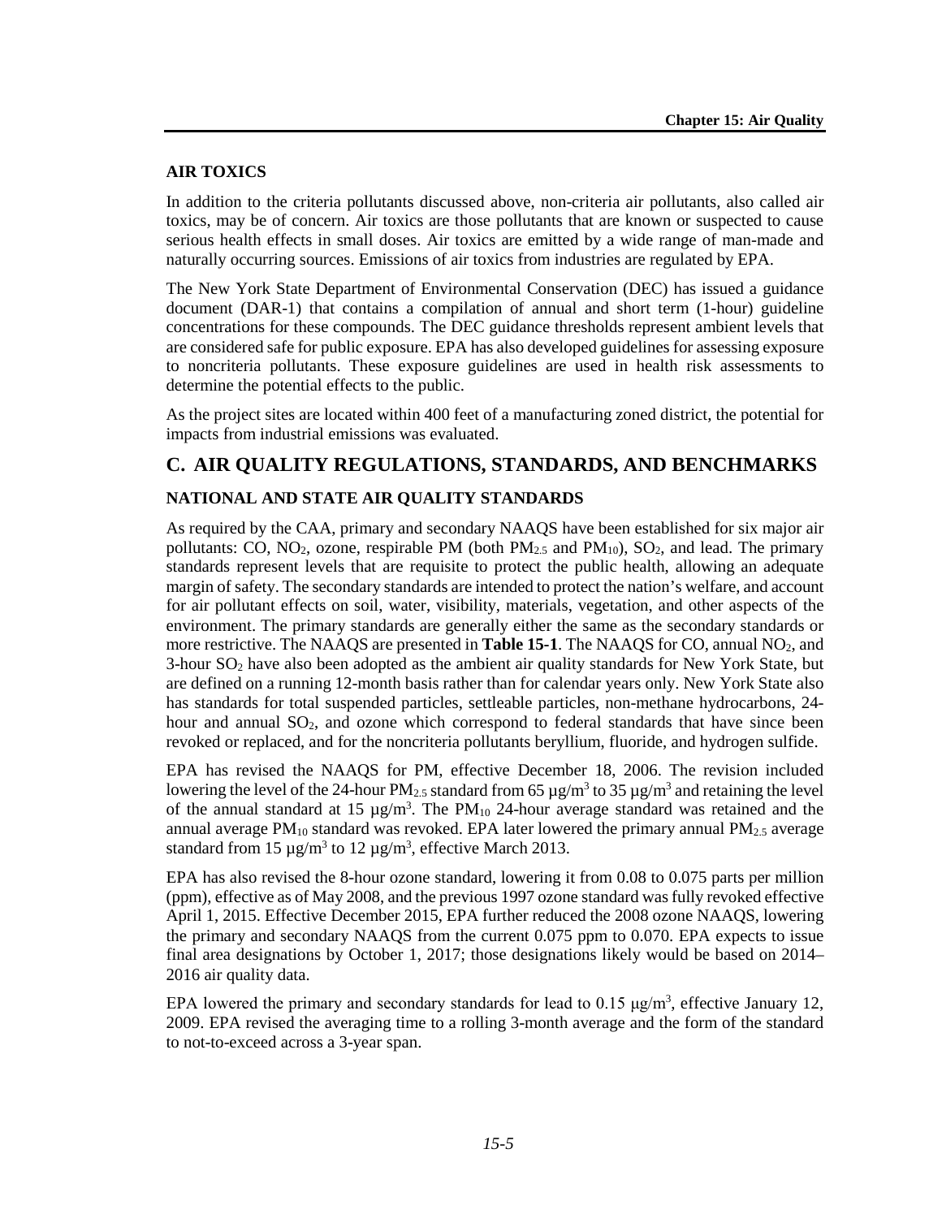### AIR TOXICS

In addition to the criteria pollutants discussed above, non-criteria air pollutants, also called air toxics, may be of concern. Air toxics are those pollutants that are known or suspected to cause serious health effects in small doses. Air toxics are emitted by a wide range of man-made and naturally occurring sources. Emissions of air toxics from industries are regulated by EPA.

The New York State Department of Environmental Conservation (DEC) has issued a guidance document (DAR-1) that contains a compilation of annual and short term (1-hour) guideline concentrations for these compounds. The DEC guidance thresholds represent ambient levels that are considered safe for public exposure. EPA has also developed guidelines for assessing exposure to noncriteria pollutants. These exposure guidelines are used in health risk assessments to determine the potential effects to the public.

As the project sites are located within 400 feet of a manufacturing zoned district, the potential for impacts from industrial emissions was evaluated.

## C. AIR QUALITY REGULATIONS, STANDARDS, AND BENCHMARKS

### NATIONAL AND STATE AIR QUALITY STANDARDS

As required by the CAA, primary and secondary NAAQS have been established for six major air pollutants: CO, $NO_2$, ozone, respirable PM (both $PM_{2.5}$ and $PM_{10}$), $SO_2$, and lead. The primary standards represent levels that are requisite to protect the public health, allowing an adequate margin of safety. The secondary standards are intended to protect the nation's welfare, and account for air pollutant effects on soil, water, visibility, materials, vegetation, and other aspects of the environment. The primary standards are generally either the same as the secondary standards or more restrictive. The NAAQS are presented in **Table 15-1**. The NAAQS for CO, annual $NO_2$, and 3-hour $SO_2$ have also been adopted as the ambient air quality standards for New York State, but are defined on a running 12-month basis rather than for calendar years only. New York State also has standards for total suspended particles, settleable particles, non-methane hydrocarbons, 24-hour and annual $SO_2$, and ozone which correspond to federal standards that have since been revoked or replaced, and for the noncriteria pollutants beryllium, fluoride, and hydrogen sulfide.

EPA has revised the NAAQS for PM, effective December 18, 2006. The revision included lowering the level of the 24-hour $PM_{2.5}$ standard from 65 $\mu g/m^3$ to 35 $\mu g/m^3$ and retaining the level of the annual standard at 15 $\mu g/m^3$. The $PM_{10}$ 24-hour average standard was retained and the annual average $PM_{10}$ standard was revoked. EPA later lowered the primary annual $PM_{2.5}$ average standard from 15 $\mu g/m^3$ to 12 $\mu g/m^3$, effective March 2013.

EPA has also revised the 8-hour ozone standard, lowering it from 0.08 to 0.075 parts per million (ppm), effective as of May 2008, and the previous 1997 ozone standard was fully revoked effective April 1, 2015. Effective December 2015, EPA further reduced the 2008 ozone NAAQS, lowering the primary and secondary NAAQS from the current 0.075 ppm to 0.070. EPA expects to issue final area designations by October 1, 2017; those designations likely would be based on 2014–2016 air quality data.

EPA lowered the primary and secondary standards for lead to 0.15 $\mu g/m^3$, effective January 12, 2009. EPA revised the averaging time to a rolling 3-month average and the form of the standard to not-to-exceed across a 3-year span.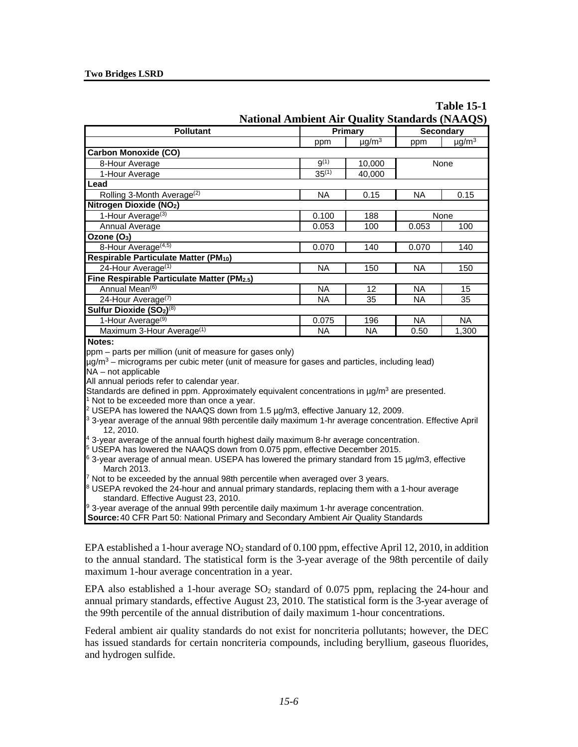**Table 15-1**
**National Ambient Air Quality Standards (NAAQS)**

| Pollutant | Primary | | Secondary | |
|---|---|---|---|---|
| | ppm | μg/m$^3$ | ppm | μg/m$^3$ |
| **Carbon Monoxide (CO)** | | | | |
| 8-Hour Average | 9[1] | 10,000 | None | |
| 1-Hour Average | 35[1] | 40,000 | | |
| **Lead** | | | | |
| Rolling 3-Month Average[2] | NA | 0.15 | NA | 0.15 |
| **Nitrogen Dioxide ($NO_2$)** | | | | |
| 1-Hour Average[3] | 0.100 | 188 | None | |
| Annual Average | 0.053 | 100 | 0.053 | 100 |
| **Ozone ($O_3$)** | | | | |
| 8-Hour Average[4,5] | 0.070 | 140 | 0.070 | 140 |
| **Respirable Particulate Matter ($PM_{10}$)** | | | | |
| 24-Hour Average[1] | NA | 150 | NA | 150 |
| **Fine Respirable Particulate Matter ($PM_{2.5}$)** | | | | |
| Annual Mean[6] | NA | 12 | NA | 15 |
| 24-Hour Average[7] | NA | 35 | NA | 35 |
| **Sulfur Dioxide ($SO_2$)[8]** | | | | |
| 1-Hour Average[9] | 0.075 | 196 | NA | NA |
| Maximum 3-Hour Average[1] | NA | NA | 0.50 | 1,300 |

**Notes:**
ppm – parts per million (unit of measure for gases only)
μg/m$^3$ – micrograms per cubic meter (unit of measure for gases and particles, including lead)
NA – not applicable
All annual periods refer to calendar year.
Standards are defined in ppm. Approximately equivalent concentrations in μg/m$^3$ are presented.
[1] Not to be exceeded more than once a year.
[2] USEPA has lowered the NAAQS down from 1.5 µg/m3, effective January 12, 2009.
[3] 3-year average of the annual 98th percentile daily maximum 1-hr average concentration. Effective April 12, 2010.
[4] 3-year average of the annual fourth highest daily maximum 8-hr average concentration.
[5] USEPA has lowered the NAAQS down from 0.075 ppm, effective December 2015.
[6] 3-year average of annual mean. USEPA has lowered the primary standard from 15 µg/m3, effective March 2013.
[7] Not to be exceeded by the annual 98th percentile when averaged over 3 years.
[8] USEPA revoked the 24-hour and annual primary standards, replacing them with a 1-hour average standard. Effective August 23, 2010.
[9] 3-year average of the annual 99th percentile daily maximum 1-hr average concentration.
**Source:** 40 CFR Part 50: National Primary and Secondary Ambient Air Quality Standards

EPA established a 1-hour average $NO_2$ standard of 0.100 ppm, effective April 12, 2010, in addition to the annual standard. The statistical form is the 3-year average of the 98th percentile of daily maximum 1-hour average concentration in a year.

EPA also established a 1-hour average $SO_2$ standard of 0.075 ppm, replacing the 24-hour and annual primary standards, effective August 23, 2010. The statistical form is the 3-year average of the 99th percentile of the annual distribution of daily maximum 1-hour concentrations.

Federal ambient air quality standards do not exist for noncriteria pollutants; however, the DEC has issued standards for certain noncriteria compounds, including beryllium, gaseous fluorides, and hydrogen sulfide.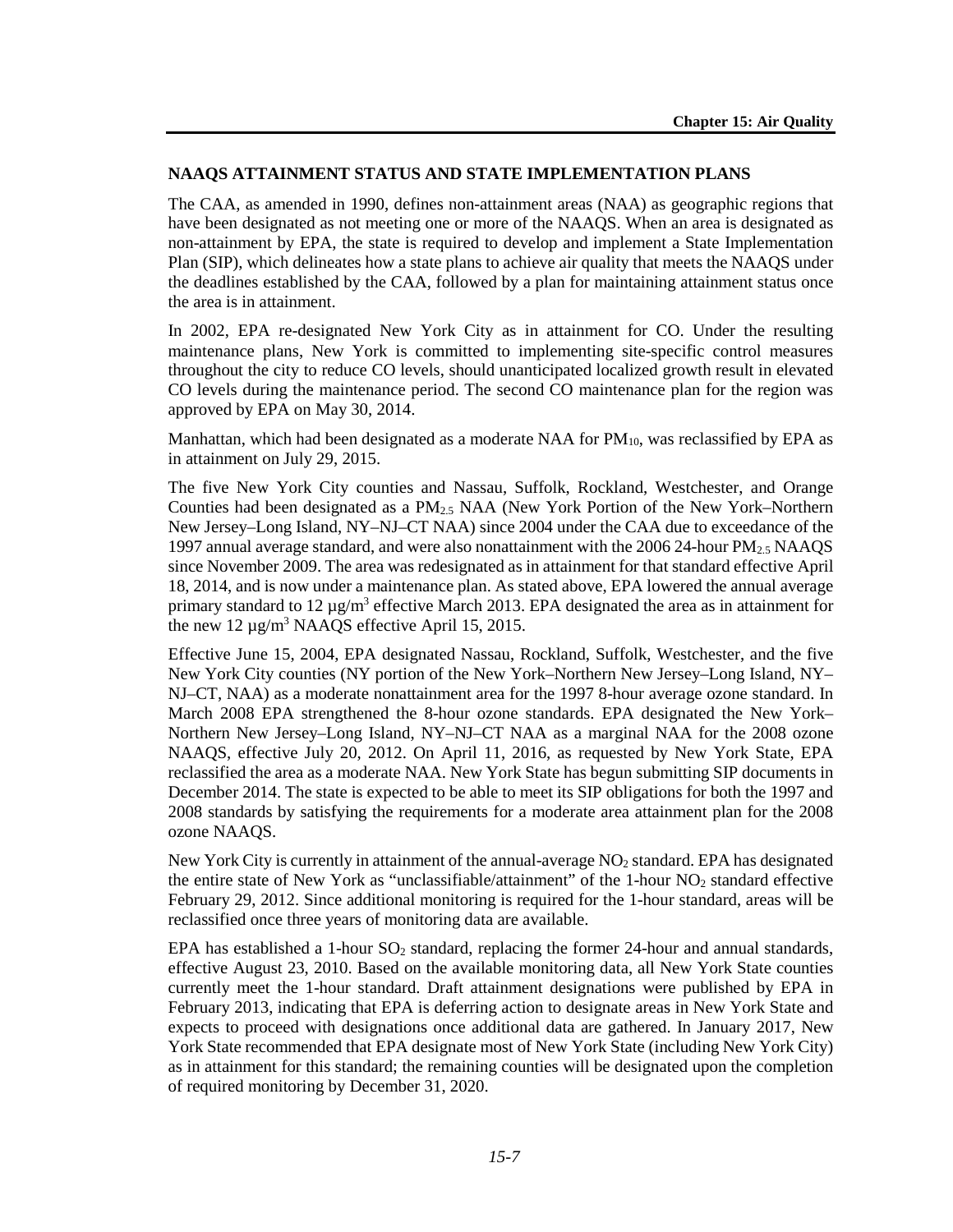## NAAQS ATTAINMENT STATUS AND STATE IMPLEMENTATION PLANS

The CAA, as amended in 1990, defines non-attainment areas (NAA) as geographic regions that have been designated as not meeting one or more of the NAAQS. When an area is designated as non-attainment by EPA, the state is required to develop and implement a State Implementation Plan (SIP), which delineates how a state plans to achieve air quality that meets the NAAQS under the deadlines established by the CAA, followed by a plan for maintaining attainment status once the area is in attainment.

In 2002, EPA re-designated New York City as in attainment for CO. Under the resulting maintenance plans, New York is committed to implementing site-specific control measures throughout the city to reduce CO levels, should unanticipated localized growth result in elevated CO levels during the maintenance period. The second CO maintenance plan for the region was approved by EPA on May 30, 2014.

Manhattan, which had been designated as a moderate NAA for $PM_{10}$, was reclassified by EPA as in attainment on July 29, 2015.

The five New York City counties and Nassau, Suffolk, Rockland, Westchester, and Orange Counties had been designated as a $PM_{2.5}$ NAA (New York Portion of the New York–Northern New Jersey–Long Island, NY–NJ–CT NAA) since 2004 under the CAA due to exceedance of the 1997 annual average standard, and were also nonattainment with the 2006 24-hour $PM_{2.5}$ NAAQS since November 2009. The area was redesignated as in attainment for that standard effective April 18, 2014, and is now under a maintenance plan. As stated above, EPA lowered the annual average primary standard to 12 $\mu g/m^3$ effective March 2013. EPA designated the area as in attainment for the new 12 $\mu g/m^3$ NAAQS effective April 15, 2015.

Effective June 15, 2004, EPA designated Nassau, Rockland, Suffolk, Westchester, and the five New York City counties (NY portion of the New York–Northern New Jersey–Long Island, NY–NJ–CT, NAA) as a moderate nonattainment area for the 1997 8-hour average ozone standard. In March 2008 EPA strengthened the 8-hour ozone standards. EPA designated the New York–Northern New Jersey–Long Island, NY–NJ–CT NAA as a marginal NAA for the 2008 ozone NAAQS, effective July 20, 2012. On April 11, 2016, as requested by New York State, EPA reclassified the area as a moderate NAA. New York State has begun submitting SIP documents in December 2014. The state is expected to be able to meet its SIP obligations for both the 1997 and 2008 standards by satisfying the requirements for a moderate area attainment plan for the 2008 ozone NAAQS.

New York City is currently in attainment of the annual-average $NO_2$ standard. EPA has designated the entire state of New York as "unclassifiable/attainment" of the 1-hour $NO_2$ standard effective February 29, 2012. Since additional monitoring is required for the 1-hour standard, areas will be reclassified once three years of monitoring data are available.

EPA has established a 1-hour $SO_2$ standard, replacing the former 24-hour and annual standards, effective August 23, 2010. Based on the available monitoring data, all New York State counties currently meet the 1-hour standard. Draft attainment designations were published by EPA in February 2013, indicating that EPA is deferring action to designate areas in New York State and expects to proceed with designations once additional data are gathered. In January 2017, New York State recommended that EPA designate most of New York State (including New York City) as in attainment for this standard; the remaining counties will be designated upon the completion of required monitoring by December 31, 2020.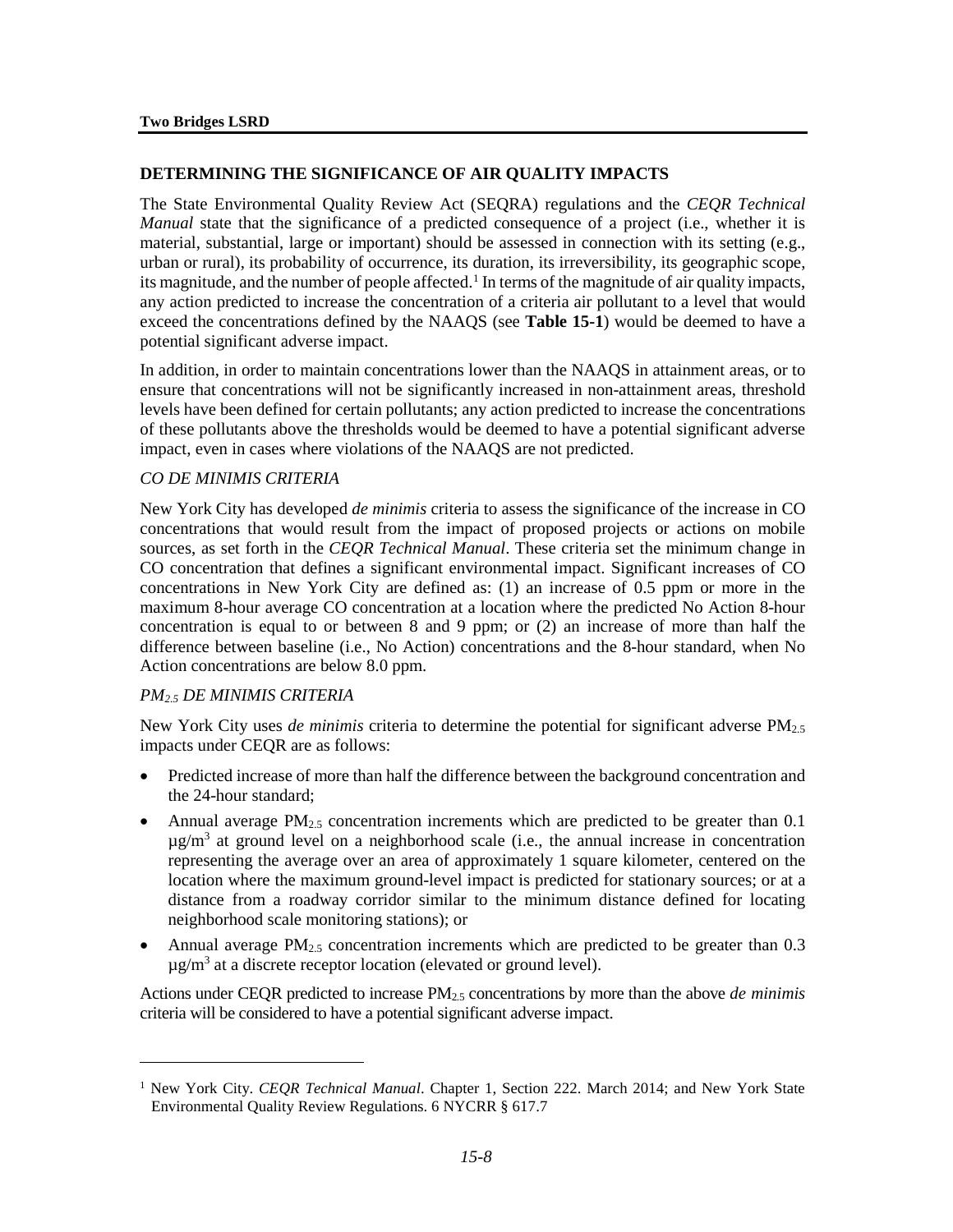## DETERMINING THE SIGNIFICANCE OF AIR QUALITY IMPACTS

The State Environmental Quality Review Act (SEQRA) regulations and the *CEQR Technical Manual* state that the significance of a predicted consequence of a project (i.e., whether it is material, substantial, large or important) should be assessed in connection with its setting (e.g., urban or rural), its probability of occurrence, its duration, its irreversibility, its geographic scope, its magnitude, and the number of people affected.[1] In terms of the magnitude of air quality impacts, any action predicted to increase the concentration of a criteria air pollutant to a level that would exceed the concentrations defined by the NAAQS (see **Table 15-1**) would be deemed to have a potential significant adverse impact.

In addition, in order to maintain concentrations lower than the NAAQS in attainment areas, or to ensure that concentrations will not be significantly increased in non-attainment areas, threshold levels have been defined for certain pollutants; any action predicted to increase the concentrations of these pollutants above the thresholds would be deemed to have a potential significant adverse impact, even in cases where violations of the NAAQS are not predicted.

### *CO DE MINIMIS CRITERIA*

New York City has developed *de minimis* criteria to assess the significance of the increase in CO concentrations that would result from the impact of proposed projects or actions on mobile sources, as set forth in the *CEQR Technical Manual*. These criteria set the minimum change in CO concentration that defines a significant environmental impact. Significant increases of CO concentrations in New York City are defined as: (1) an increase of 0.5 ppm or more in the maximum 8-hour average CO concentration at a location where the predicted No Action 8-hour concentration is equal to or between 8 and 9 ppm; or (2) an increase of more than half the difference between baseline (i.e., No Action) concentrations and the 8-hour standard, when No Action concentrations are below 8.0 ppm.

### *$PM_{2.5}$ DE MINIMIS CRITERIA*

New York City uses *de minimis* criteria to determine the potential for significant adverse $PM_{2.5}$ impacts under CEQR are as follows:

- Predicted increase of more than half the difference between the background concentration and the 24-hour standard;
- Annual average $PM_{2.5}$ concentration increments which are predicted to be greater than 0.1 $\mu g/m^3$ at ground level on a neighborhood scale (i.e., the annual increase in concentration representing the average over an area of approximately 1 square kilometer, centered on the location where the maximum ground-level impact is predicted for stationary sources; or at a distance from a roadway corridor similar to the minimum distance defined for locating neighborhood scale monitoring stations); or
- Annual average $PM_{2.5}$ concentration increments which are predicted to be greater than 0.3 $\mu g/m^3$ at a discrete receptor location (elevated or ground level).

Actions under CEQR predicted to increase $PM_{2.5}$ concentrations by more than the above *de minimis* criteria will be considered to have a potential significant adverse impact.

---

[1] New York City. *CEQR Technical Manual*. Chapter 1, Section 222. March 2014; and New York State Environmental Quality Review Regulations. 6 NYCRR § 617.7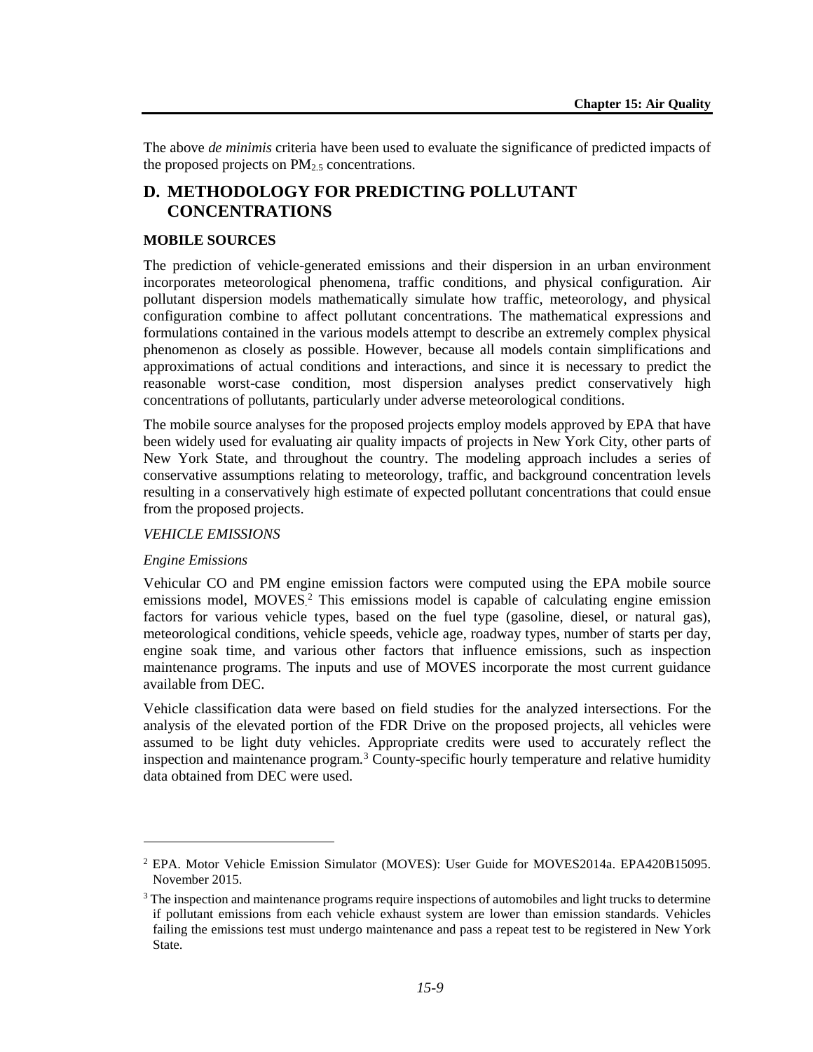The above *de minimis* criteria have been used to evaluate the significance of predicted impacts of the proposed projects on $PM_{2.5}$ concentrations.

## D. METHODOLOGY FOR PREDICTING POLLUTANT CONCENTRATIONS

### MOBILE SOURCES

The prediction of vehicle-generated emissions and their dispersion in an urban environment incorporates meteorological phenomena, traffic conditions, and physical configuration. Air pollutant dispersion models mathematically simulate how traffic, meteorology, and physical configuration combine to affect pollutant concentrations. The mathematical expressions and formulations contained in the various models attempt to describe an extremely complex physical phenomenon as closely as possible. However, because all models contain simplifications and approximations of actual conditions and interactions, and since it is necessary to predict the reasonable worst-case condition, most dispersion analyses predict conservatively high concentrations of pollutants, particularly under adverse meteorological conditions.

The mobile source analyses for the proposed projects employ models approved by EPA that have been widely used for evaluating air quality impacts of projects in New York City, other parts of New York State, and throughout the country. The modeling approach includes a series of conservative assumptions relating to meteorology, traffic, and background concentration levels resulting in a conservatively high estimate of expected pollutant concentrations that could ensue from the proposed projects.

*VEHICLE EMISSIONS*

*Engine Emissions*

Vehicular CO and PM engine emission factors were computed using the EPA mobile source emissions model, MOVES.[2] This emissions model is capable of calculating engine emission factors for various vehicle types, based on the fuel type (gasoline, diesel, or natural gas), meteorological conditions, vehicle speeds, vehicle age, roadway types, number of starts per day, engine soak time, and various other factors that influence emissions, such as inspection maintenance programs. The inputs and use of MOVES incorporate the most current guidance available from DEC.

Vehicle classification data were based on field studies for the analyzed intersections. For the analysis of the elevated portion of the FDR Drive on the proposed projects, all vehicles were assumed to be light duty vehicles. Appropriate credits were used to accurately reflect the inspection and maintenance program.[3] County-specific hourly temperature and relative humidity data obtained from DEC were used.

---

[2] EPA. Motor Vehicle Emission Simulator (MOVES): User Guide for MOVES2014a. EPA420B15095. November 2015.

[3] The inspection and maintenance programs require inspections of automobiles and light trucks to determine if pollutant emissions from each vehicle exhaust system are lower than emission standards. Vehicles failing the emissions test must undergo maintenance and pass a repeat test to be registered in New York State.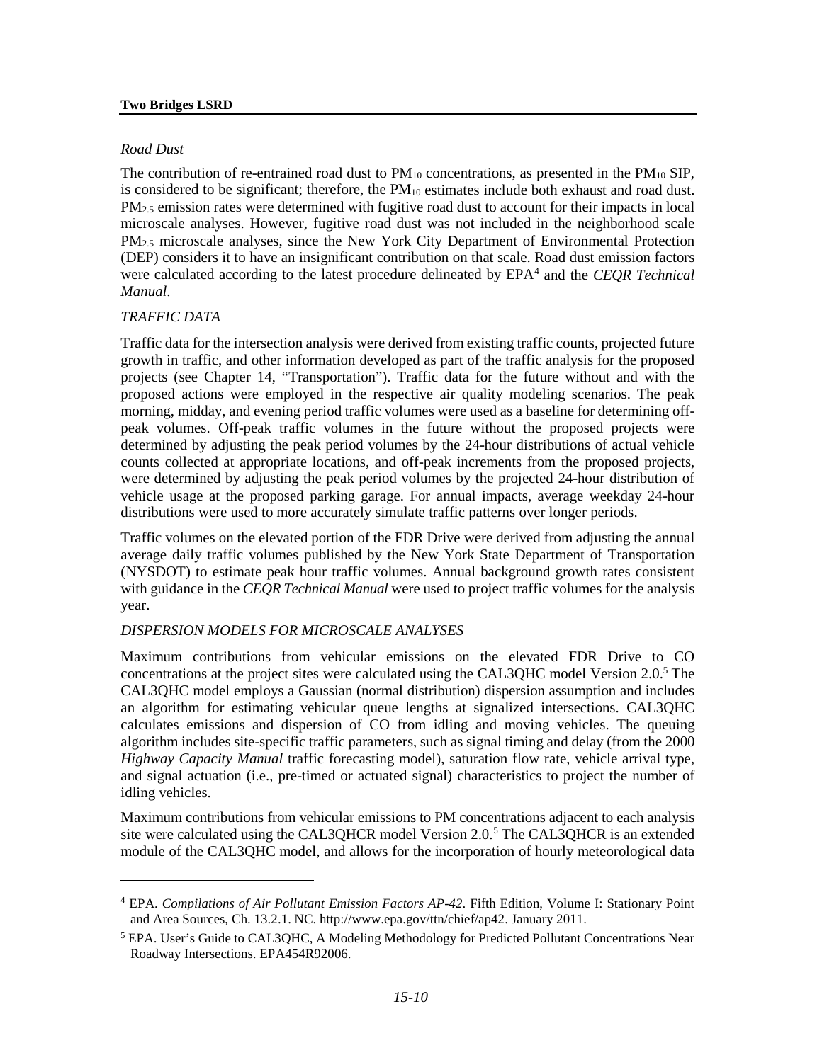*Road Dust*

The contribution of re-entrained road dust to $PM_{10}$ concentrations, as presented in the $PM_{10}$ SIP, is considered to be significant; therefore, the $PM_{10}$ estimates include both exhaust and road dust. $PM_{2.5}$ emission rates were determined with fugitive road dust to account for their impacts in local microscale analyses. However, fugitive road dust was not included in the neighborhood scale $PM_{2.5}$ microscale analyses, since the New York City Department of Environmental Protection (DEP) considers it to have an insignificant contribution on that scale. Road dust emission factors were calculated according to the latest procedure delineated by EPA[4] and the *CEQR Technical Manual*.

*TRAFFIC DATA*

Traffic data for the intersection analysis were derived from existing traffic counts, projected future growth in traffic, and other information developed as part of the traffic analysis for the proposed projects (see Chapter 14, "Transportation"). Traffic data for the future without and with the proposed actions were employed in the respective air quality modeling scenarios. The peak morning, midday, and evening period traffic volumes were used as a baseline for determining off-peak volumes. Off-peak traffic volumes in the future without the proposed projects were determined by adjusting the peak period volumes by the 24-hour distributions of actual vehicle counts collected at appropriate locations, and off-peak increments from the proposed projects, were determined by adjusting the peak period volumes by the projected 24-hour distribution of vehicle usage at the proposed parking garage. For annual impacts, average weekday 24-hour distributions were used to more accurately simulate traffic patterns over longer periods.

Traffic volumes on the elevated portion of the FDR Drive were derived from adjusting the annual average daily traffic volumes published by the New York State Department of Transportation (NYSDOT) to estimate peak hour traffic volumes. Annual background growth rates consistent with guidance in the *CEQR Technical Manual* were used to project traffic volumes for the analysis year.

*DISPERSION MODELS FOR MICROSCALE ANALYSES*

Maximum contributions from vehicular emissions on the elevated FDR Drive to CO concentrations at the project sites were calculated using the CAL3QHC model Version 2.0.[5] The CAL3QHC model employs a Gaussian (normal distribution) dispersion assumption and includes an algorithm for estimating vehicular queue lengths at signalized intersections. CAL3QHC calculates emissions and dispersion of CO from idling and moving vehicles. The queuing algorithm includes site-specific traffic parameters, such as signal timing and delay (from the 2000 *Highway Capacity Manual* traffic forecasting model), saturation flow rate, vehicle arrival type, and signal actuation (i.e., pre-timed or actuated signal) characteristics to project the number of idling vehicles.

Maximum contributions from vehicular emissions to PM concentrations adjacent to each analysis site were calculated using the CAL3QHCR model Version 2.0.[5] The CAL3QHCR is an extended module of the CAL3QHC model, and allows for the incorporation of hourly meteorological data

---

[4] EPA. *Compilations of Air Pollutant Emission Factors AP-42*. Fifth Edition, Volume I: Stationary Point and Area Sources, Ch. 13.2.1. NC. http://www.epa.gov/ttn/chief/ap42. January 2011.

[5] EPA. User's Guide to CAL3QHC, A Modeling Methodology for Predicted Pollutant Concentrations Near Roadway Intersections. EPA454R92006.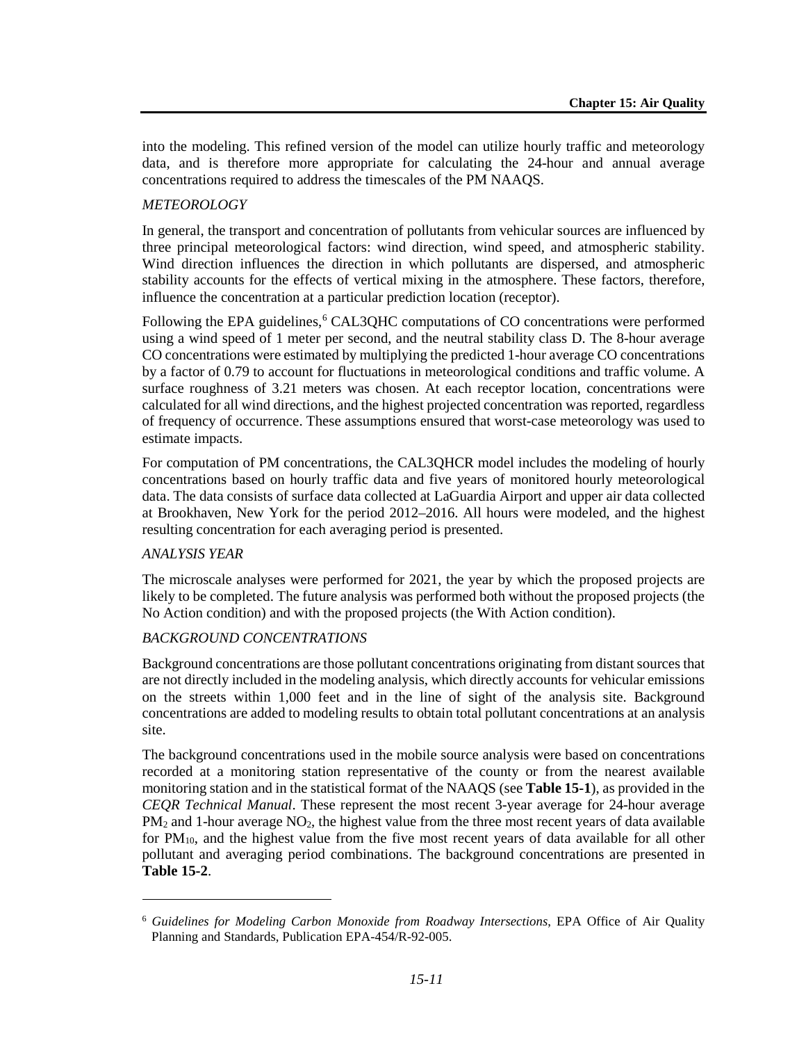into the modeling. This refined version of the model can utilize hourly traffic and meteorology data, and is therefore more appropriate for calculating the 24-hour and annual average concentrations required to address the timescales of the PM NAAQS.

*METEOROLOGY*

In general, the transport and concentration of pollutants from vehicular sources are influenced by three principal meteorological factors: wind direction, wind speed, and atmospheric stability. Wind direction influences the direction in which pollutants are dispersed, and atmospheric stability accounts for the effects of vertical mixing in the atmosphere. These factors, therefore, influence the concentration at a particular prediction location (receptor).

Following the EPA guidelines,[6] CAL3QHC computations of CO concentrations were performed using a wind speed of 1 meter per second, and the neutral stability class D. The 8-hour average CO concentrations were estimated by multiplying the predicted 1-hour average CO concentrations by a factor of 0.79 to account for fluctuations in meteorological conditions and traffic volume. A surface roughness of 3.21 meters was chosen. At each receptor location, concentrations were calculated for all wind directions, and the highest projected concentration was reported, regardless of frequency of occurrence. These assumptions ensured that worst-case meteorology was used to estimate impacts.

For computation of PM concentrations, the CAL3QHCR model includes the modeling of hourly concentrations based on hourly traffic data and five years of monitored hourly meteorological data. The data consists of surface data collected at LaGuardia Airport and upper air data collected at Brookhaven, New York for the period 2012–2016. All hours were modeled, and the highest resulting concentration for each averaging period is presented.

*ANALYSIS YEAR*

The microscale analyses were performed for 2021, the year by which the proposed projects are likely to be completed. The future analysis was performed both without the proposed projects (the No Action condition) and with the proposed projects (the With Action condition).

*BACKGROUND CONCENTRATIONS*

Background concentrations are those pollutant concentrations originating from distant sources that are not directly included in the modeling analysis, which directly accounts for vehicular emissions on the streets within 1,000 feet and in the line of sight of the analysis site. Background concentrations are added to modeling results to obtain total pollutant concentrations at an analysis site.

The background concentrations used in the mobile source analysis were based on concentrations recorded at a monitoring station representative of the county or from the nearest available monitoring station and in the statistical format of the NAAQS (see **Table 15-1**), as provided in the *CEQR Technical Manual*. These represent the most recent 3-year average for 24-hour average $PM_2$ and 1-hour average $NO_2$, the highest value from the three most recent years of data available for $PM_{10}$, and the highest value from the five most recent years of data available for all other pollutant and averaging period combinations. The background concentrations are presented in **Table 15-2**.

---

[6] *Guidelines for Modeling Carbon Monoxide from Roadway Intersections,* EPA Office of Air Quality Planning and Standards, Publication EPA-454/R-92-005.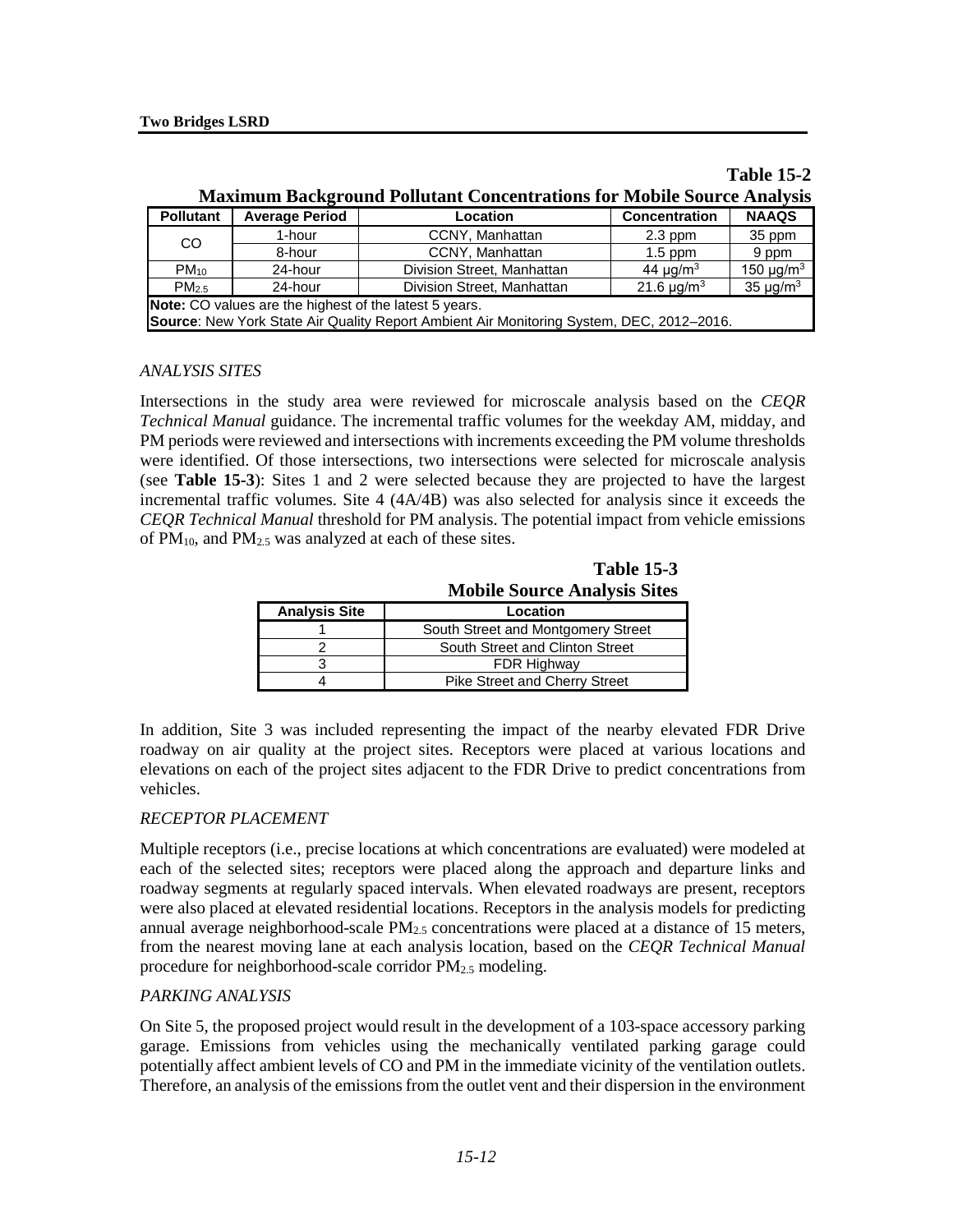**Table 15-2**
**Maximum Background Pollutant Concentrations for Mobile Source Analysis**

| Pollutant | Average Period | Location | Concentration | NAAQS |
|---|---|---|---|---|
| CO | 1-hour | CCNY, Manhattan | 2.3 ppm | 35 ppm |
| | 8-hour | CCNY, Manhattan | 1.5 ppm | 9 ppm |
| $PM_{10}$ | 24-hour | Division Street, Manhattan | 44 µg/m$^3$ | 150 µg/m$^3$ |
| $PM_{2.5}$ | 24-hour | Division Street, Manhattan | 21.6 µg/m$^3$ | 35 µg/m$^3$ |

**Note:** CO values are the highest of the latest 5 years.
**Source**: New York State Air Quality Report Ambient Air Monitoring System, DEC, 2012–2016.

*ANALYSIS SITES*

Intersections in the study area were reviewed for microscale analysis based on the *CEQR Technical Manual* guidance. The incremental traffic volumes for the weekday AM, midday, and PM periods were reviewed and intersections with increments exceeding the PM volume thresholds were identified. Of those intersections, two intersections were selected for microscale analysis (see **Table 15-3**): Sites 1 and 2 were selected because they are projected to have the largest incremental traffic volumes. Site 4 (4A/4B) was also selected for analysis since it exceeds the *CEQR Technical Manual* threshold for PM analysis. The potential impact from vehicle emissions of $PM_{10}$, and $PM_{2.5}$ was analyzed at each of these sites.

**Table 15-3**
**Mobile Source Analysis Sites**

| Analysis Site | Location |
|---|---|
| 1 | South Street and Montgomery Street |
| 2 | South Street and Clinton Street |
| 3 | FDR Highway |
| 4 | Pike Street and Cherry Street |

In addition, Site 3 was included representing the impact of the nearby elevated FDR Drive roadway on air quality at the project sites. Receptors were placed at various locations and elevations on each of the project sites adjacent to the FDR Drive to predict concentrations from vehicles.

*RECEPTOR PLACEMENT*

Multiple receptors (i.e., precise locations at which concentrations are evaluated) were modeled at each of the selected sites; receptors were placed along the approach and departure links and roadway segments at regularly spaced intervals. When elevated roadways are present, receptors were also placed at elevated residential locations. Receptors in the analysis models for predicting annual average neighborhood-scale $PM_{2.5}$ concentrations were placed at a distance of 15 meters, from the nearest moving lane at each analysis location, based on the *CEQR Technical Manual* procedure for neighborhood-scale corridor $PM_{2.5}$ modeling.

*PARKING ANALYSIS*

On Site 5, the proposed project would result in the development of a 103-space accessory parking garage. Emissions from vehicles using the mechanically ventilated parking garage could potentially affect ambient levels of CO and PM in the immediate vicinity of the ventilation outlets. Therefore, an analysis of the emissions from the outlet vent and their dispersion in the environment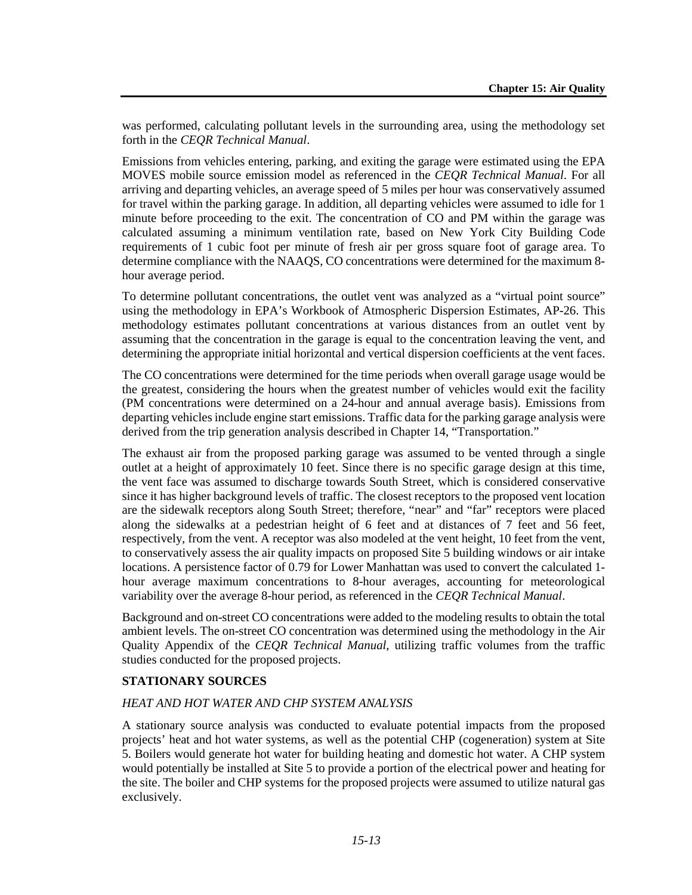was performed, calculating pollutant levels in the surrounding area, using the methodology set forth in the *CEQR Technical Manual*.

Emissions from vehicles entering, parking, and exiting the garage were estimated using the EPA MOVES mobile source emission model as referenced in the *CEQR Technical Manual*. For all arriving and departing vehicles, an average speed of 5 miles per hour was conservatively assumed for travel within the parking garage. In addition, all departing vehicles were assumed to idle for 1 minute before proceeding to the exit. The concentration of CO and PM within the garage was calculated assuming a minimum ventilation rate, based on New York City Building Code requirements of 1 cubic foot per minute of fresh air per gross square foot of garage area. To determine compliance with the NAAQS, CO concentrations were determined for the maximum 8-hour average period.

To determine pollutant concentrations, the outlet vent was analyzed as a "virtual point source" using the methodology in EPA's Workbook of Atmospheric Dispersion Estimates, AP-26. This methodology estimates pollutant concentrations at various distances from an outlet vent by assuming that the concentration in the garage is equal to the concentration leaving the vent, and determining the appropriate initial horizontal and vertical dispersion coefficients at the vent faces.

The CO concentrations were determined for the time periods when overall garage usage would be the greatest, considering the hours when the greatest number of vehicles would exit the facility (PM concentrations were determined on a 24-hour and annual average basis). Emissions from departing vehicles include engine start emissions. Traffic data for the parking garage analysis were derived from the trip generation analysis described in Chapter 14, "Transportation."

The exhaust air from the proposed parking garage was assumed to be vented through a single outlet at a height of approximately 10 feet. Since there is no specific garage design at this time, the vent face was assumed to discharge towards South Street, which is considered conservative since it has higher background levels of traffic. The closest receptors to the proposed vent location are the sidewalk receptors along South Street; therefore, "near" and "far" receptors were placed along the sidewalks at a pedestrian height of 6 feet and at distances of 7 feet and 56 feet, respectively, from the vent. A receptor was also modeled at the vent height, 10 feet from the vent, to conservatively assess the air quality impacts on proposed Site 5 building windows or air intake locations. A persistence factor of 0.79 for Lower Manhattan was used to convert the calculated 1-hour average maximum concentrations to 8-hour averages, accounting for meteorological variability over the average 8-hour period, as referenced in the *CEQR Technical Manual*.

Background and on-street CO concentrations were added to the modeling results to obtain the total ambient levels. The on-street CO concentration was determined using the methodology in the Air Quality Appendix of the *CEQR Technical Manual*, utilizing traffic volumes from the traffic studies conducted for the proposed projects.

## STATIONARY SOURCES

### *HEAT AND HOT WATER AND CHP SYSTEM ANALYSIS*

A stationary source analysis was conducted to evaluate potential impacts from the proposed projects' heat and hot water systems, as well as the potential CHP (cogeneration) system at Site 5. Boilers would generate hot water for building heating and domestic hot water. A CHP system would potentially be installed at Site 5 to provide a portion of the electrical power and heating for the site. The boiler and CHP systems for the proposed projects were assumed to utilize natural gas exclusively.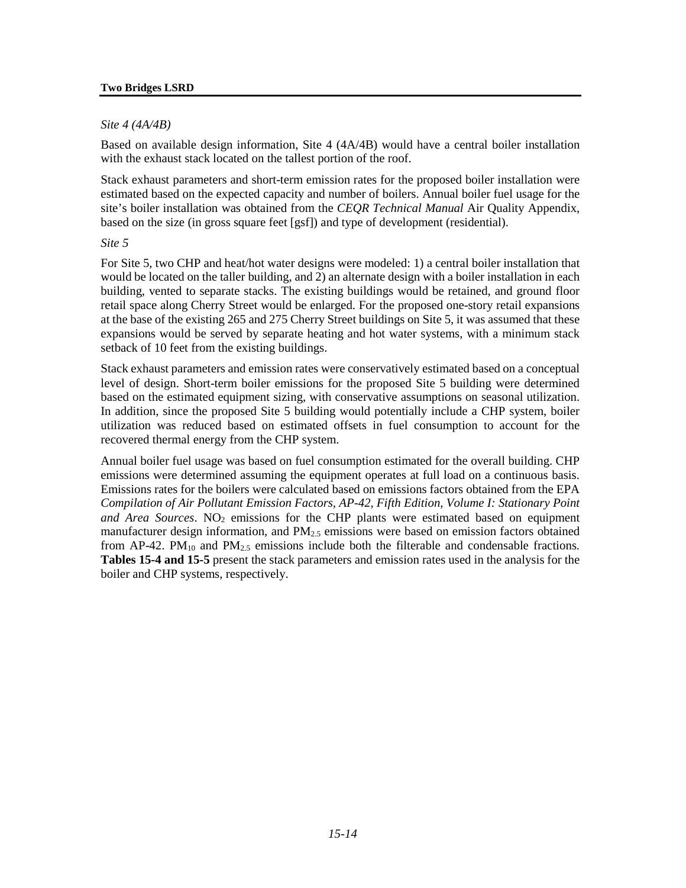*Site 4 (4A/4B)*

Based on available design information, Site 4 (4A/4B) would have a central boiler installation with the exhaust stack located on the tallest portion of the roof.

Stack exhaust parameters and short-term emission rates for the proposed boiler installation were estimated based on the expected capacity and number of boilers. Annual boiler fuel usage for the site's boiler installation was obtained from the *CEQR Technical Manual* Air Quality Appendix, based on the size (in gross square feet [gsf]) and type of development (residential).

*Site 5*

For Site 5, two CHP and heat/hot water designs were modeled: 1) a central boiler installation that would be located on the taller building, and 2) an alternate design with a boiler installation in each building, vented to separate stacks. The existing buildings would be retained, and ground floor retail space along Cherry Street would be enlarged. For the proposed one-story retail expansions at the base of the existing 265 and 275 Cherry Street buildings on Site 5, it was assumed that these expansions would be served by separate heating and hot water systems, with a minimum stack setback of 10 feet from the existing buildings.

Stack exhaust parameters and emission rates were conservatively estimated based on a conceptual level of design. Short-term boiler emissions for the proposed Site 5 building were determined based on the estimated equipment sizing, with conservative assumptions on seasonal utilization. In addition, since the proposed Site 5 building would potentially include a CHP system, boiler utilization was reduced based on estimated offsets in fuel consumption to account for the recovered thermal energy from the CHP system.

Annual boiler fuel usage was based on fuel consumption estimated for the overall building. CHP emissions were determined assuming the equipment operates at full load on a continuous basis. Emissions rates for the boilers were calculated based on emissions factors obtained from the EPA *Compilation of Air Pollutant Emission Factors, AP-42, Fifth Edition, Volume I: Stationary Point and Area Sources*. $NO_2$ emissions for the CHP plants were estimated based on equipment manufacturer design information, and $PM_{2.5}$ emissions were based on emission factors obtained from AP-42. $PM_{10}$ and $PM_{2.5}$ emissions include both the filterable and condensable fractions. **Tables 15-4 and 15-5** present the stack parameters and emission rates used in the analysis for the boiler and CHP systems, respectively.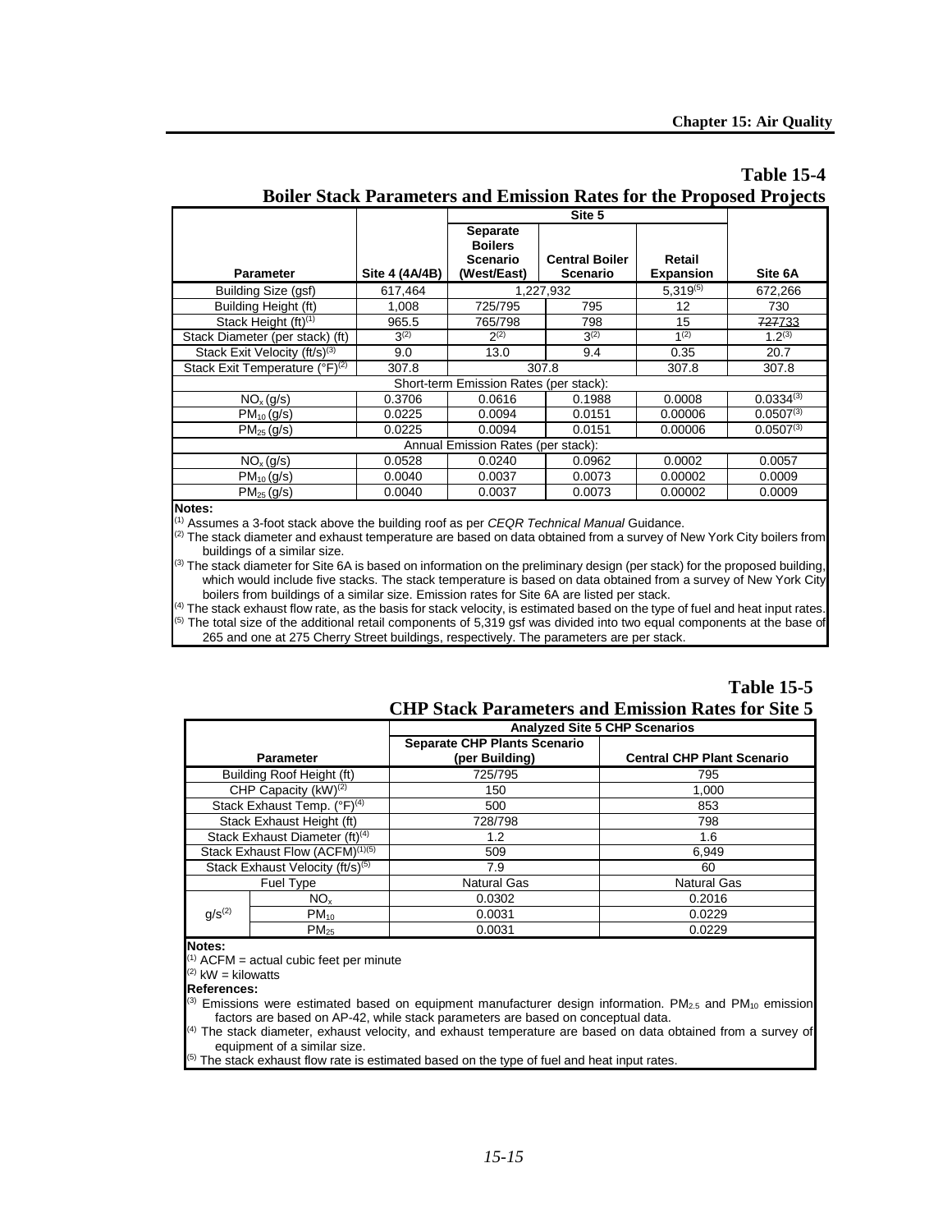## Table 15-4

## Boiler Stack Parameters and Emission Rates for the Proposed Projects

| Parameter | Site 4 (4A/4B) | Site 5 | | | Site 6A |
|---|---|---|---|---|---|
| | | Separate Boilers Scenario (West/East) | Central Boiler Scenario | Retail Expansion | |
| Building Size (gsf) | 617,464 | 1,227,932 | | 5,319[5] | 672,266 |
| Building Height (ft) | 1,008 | 725/795 | 795 | 12 | 730 |
| Stack Height (ft)[1] | 965.5 | 765/798 | 798 | 15 | ~~727~~733 |
| Stack Diameter (per stack) (ft) | 3[2] | 2[2] | 3[2] | 1[2] | 1.2[3] |
| Stack Exit Velocity (ft/s)[3] | 9.0 | 13.0 | 9.4 | 0.35 | 20.7 |
| Stack Exit Temperature (°F)[2] | 307.8 | 307.8 | | 307.8 | 307.8 |
| Short-term Emission Rates (per stack): | | | | | |
| $NO_x$ (g/s) | 0.3706 | 0.0616 | 0.1988 | 0.0008 | 0.0334[3] |
| $PM_{10}$ (g/s) | 0.0225 | 0.0094 | 0.0151 | 0.00006 | 0.0507[3] |
| $PM_{25}$ (g/s) | 0.0225 | 0.0094 | 0.0151 | 0.00006 | 0.0507[3] |
| Annual Emission Rates (per stack): | | | | | |
| $NO_x$ (g/s) | 0.0528 | 0.0240 | 0.0962 | 0.0002 | 0.0057 |
| $PM_{10}$ (g/s) | 0.0040 | 0.0037 | 0.0073 | 0.00002 | 0.0009 |
| $PM_{25}$ (g/s) | 0.0040 | 0.0037 | 0.0073 | 0.00002 | 0.0009 |

**Notes:**

[1] Assumes a 3-foot stack above the building roof as per *CEQR Technical Manual* Guidance.

[2] The stack diameter and exhaust temperature are based on data obtained from a survey of New York City boilers from buildings of a similar size.

[3] The stack diameter for Site 6A is based on information on the preliminary design (per stack) for the proposed building, which would include five stacks. The stack temperature is based on data obtained from a survey of New York City boilers from buildings of a similar size. Emission rates for Site 6A are listed per stack.

[4] The stack exhaust flow rate, as the basis for stack velocity, is estimated based on the type of fuel and heat input rates.

[5] The total size of the additional retail components of 5,319 gsf was divided into two equal components at the base of 265 and one at 275 Cherry Street buildings, respectively. The parameters are per stack.

## Table 15-5

## CHP Stack Parameters and Emission Rates for Site 5

| Parameter | | Analyzed Site 5 CHP Scenarios | |
|---|---|---|---|
| | | Separate CHP Plants Scenario (per Building) | Central CHP Plant Scenario |
| Building Roof Height (ft) | | 725/795 | 795 |
| CHP Capacity (kW)[2] | | 150 | 1,000 |
| Stack Exhaust Temp. (°F)[4] | | 500 | 853 |
| Stack Exhaust Height (ft) | | 728/798 | 798 |
| Stack Exhaust Diameter (ft)[4] | | 1.2 | 1.6 |
| Stack Exhaust Flow (ACFM)[1][5] | | 509 | 6,949 |
| Stack Exhaust Velocity (ft/s)[5] | | 7.9 | 60 |
| Fuel Type | | Natural Gas | Natural Gas |
| g/s[2] | $NO_x$ | 0.0302 | 0.2016 |
| | $PM_{10}$ | 0.0031 | 0.0229 |
| | $PM_{25}$ | 0.0031 | 0.0229 |

**Notes:**

[1] ACFM = actual cubic feet per minute

[2] kW = kilowatts

**References:**

[3] Emissions were estimated based on equipment manufacturer design information. $PM_{2.5}$ and $PM_{10}$ emission factors are based on AP-42, while stack parameters are based on conceptual data.

[4] The stack diameter, exhaust velocity, and exhaust temperature are based on data obtained from a survey of equipment of a similar size.

[5] The stack exhaust flow rate is estimated based on the type of fuel and heat input rates.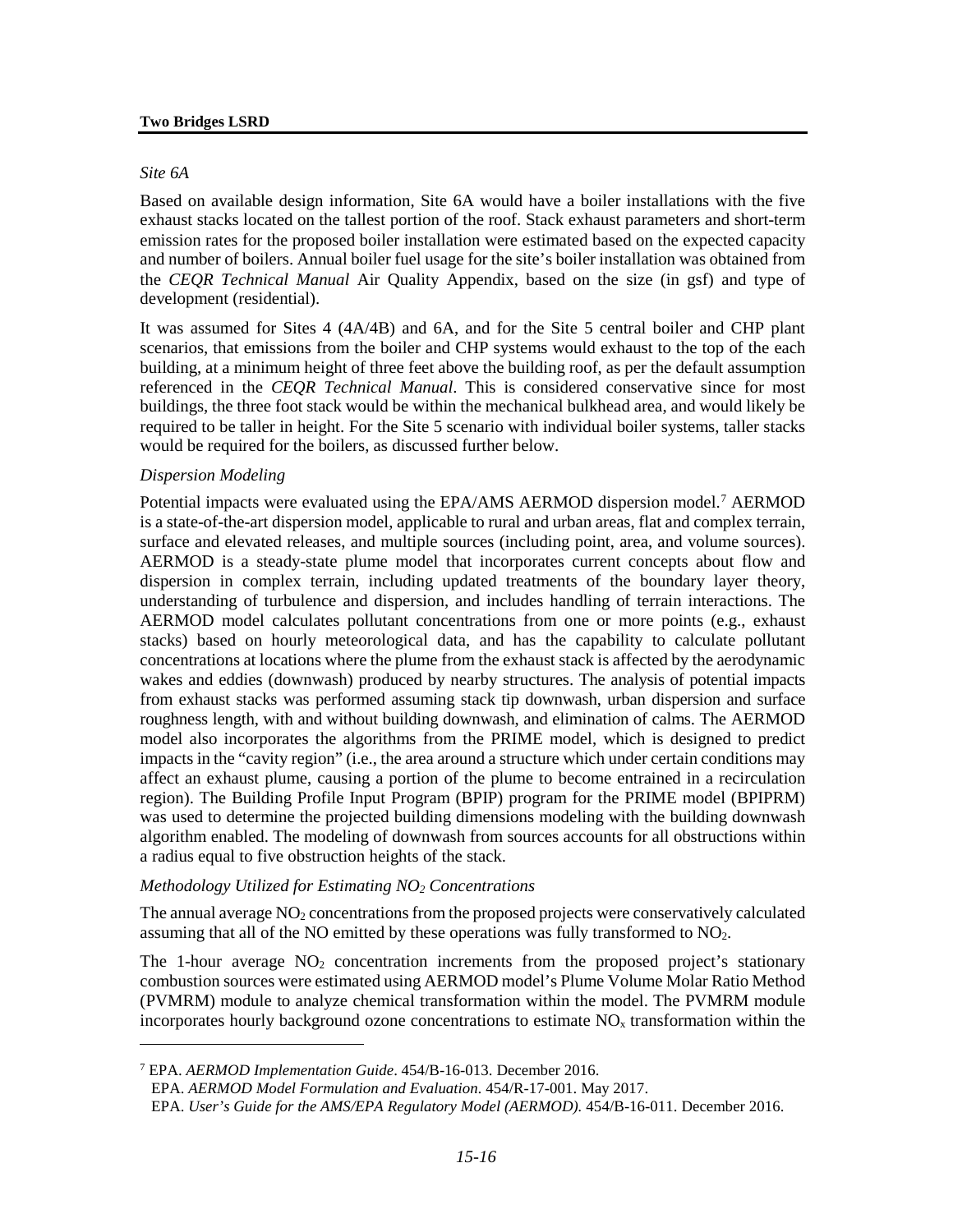*Site 6A*

Based on available design information, Site 6A would have a boiler installations with the five exhaust stacks located on the tallest portion of the roof. Stack exhaust parameters and short-term emission rates for the proposed boiler installation were estimated based on the expected capacity and number of boilers. Annual boiler fuel usage for the site's boiler installation was obtained from the *CEQR Technical Manual* Air Quality Appendix, based on the size (in gsf) and type of development (residential).

It was assumed for Sites 4 (4A/4B) and 6A, and for the Site 5 central boiler and CHP plant scenarios, that emissions from the boiler and CHP systems would exhaust to the top of the each building, at a minimum height of three feet above the building roof, as per the default assumption referenced in the *CEQR Technical Manual*. This is considered conservative since for most buildings, the three foot stack would be within the mechanical bulkhead area, and would likely be required to be taller in height. For the Site 5 scenario with individual boiler systems, taller stacks would be required for the boilers, as discussed further below.

*Dispersion Modeling*

Potential impacts were evaluated using the EPA/AMS AERMOD dispersion model.[7] AERMOD is a state-of-the-art dispersion model, applicable to rural and urban areas, flat and complex terrain, surface and elevated releases, and multiple sources (including point, area, and volume sources). AERMOD is a steady-state plume model that incorporates current concepts about flow and dispersion in complex terrain, including updated treatments of the boundary layer theory, understanding of turbulence and dispersion, and includes handling of terrain interactions. The AERMOD model calculates pollutant concentrations from one or more points (e.g., exhaust stacks) based on hourly meteorological data, and has the capability to calculate pollutant concentrations at locations where the plume from the exhaust stack is affected by the aerodynamic wakes and eddies (downwash) produced by nearby structures. The analysis of potential impacts from exhaust stacks was performed assuming stack tip downwash, urban dispersion and surface roughness length, with and without building downwash, and elimination of calms. The AERMOD model also incorporates the algorithms from the PRIME model, which is designed to predict impacts in the "cavity region" (i.e., the area around a structure which under certain conditions may affect an exhaust plume, causing a portion of the plume to become entrained in a recirculation region). The Building Profile Input Program (BPIP) program for the PRIME model (BPIPRM) was used to determine the projected building dimensions modeling with the building downwash algorithm enabled. The modeling of downwash from sources accounts for all obstructions within a radius equal to five obstruction heights of the stack.

*Methodology Utilized for Estimating $NO_2$ Concentrations*

The annual average $NO_2$ concentrations from the proposed projects were conservatively calculated assuming that all of the NO emitted by these operations was fully transformed to $NO_2$.

The 1-hour average $NO_2$ concentration increments from the proposed project's stationary combustion sources were estimated using AERMOD model's Plume Volume Molar Ratio Method (PVMRM) module to analyze chemical transformation within the model. The PVMRM module incorporates hourly background ozone concentrations to estimate $NO_x$ transformation within the

---

[7] EPA. *AERMOD Implementation Guide*. 454/B-16-013. December 2016.
EPA. *AERMOD Model Formulation and Evaluation*. 454/R-17-001. May 2017.
EPA. *User's Guide for the AMS/EPA Regulatory Model (AERMOD).* 454/B-16-011. December 2016.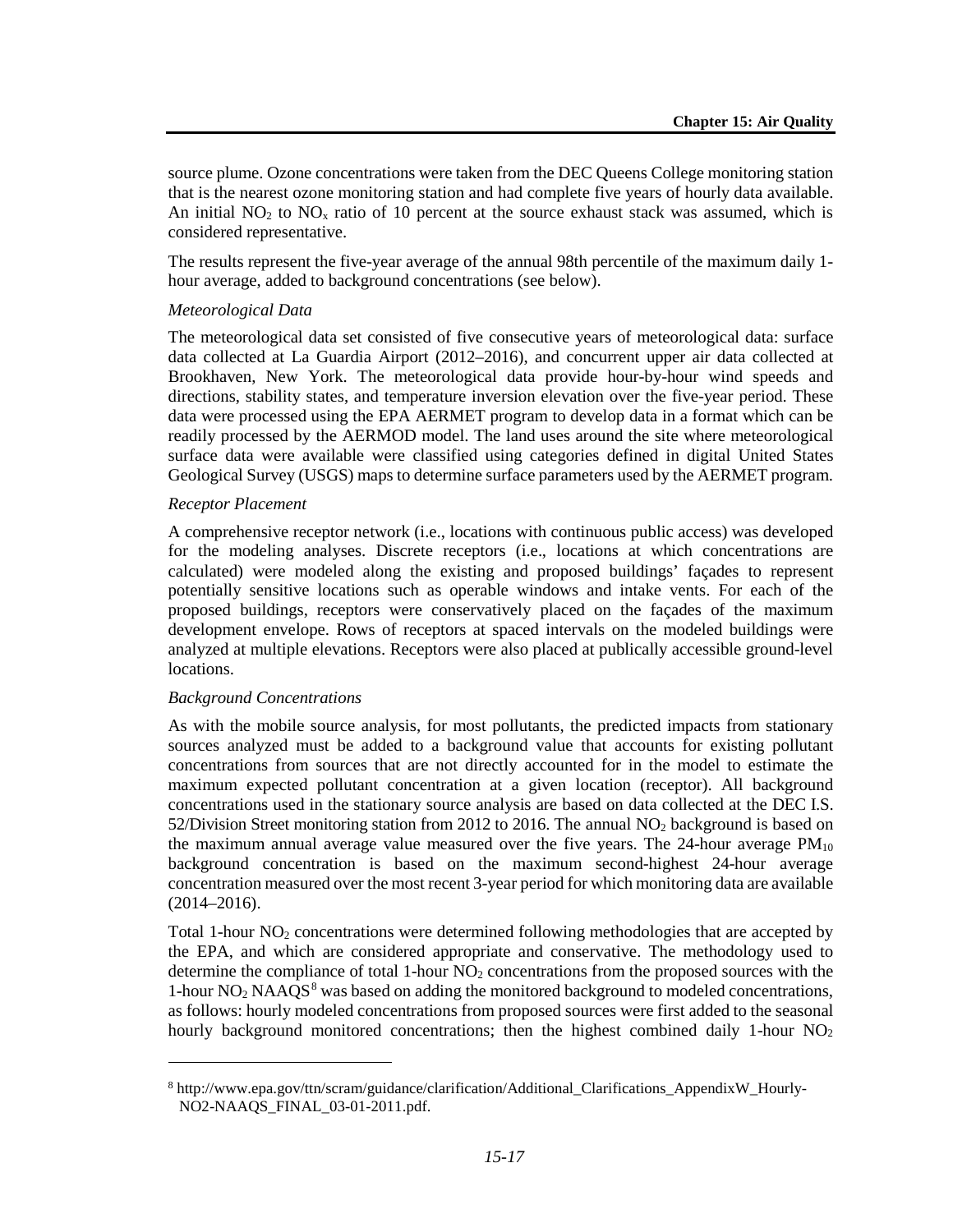source plume. Ozone concentrations were taken from the DEC Queens College monitoring station that is the nearest ozone monitoring station and had complete five years of hourly data available. An initial $NO_2$ to $NO_x$ ratio of 10 percent at the source exhaust stack was assumed, which is considered representative.

The results represent the five-year average of the annual 98th percentile of the maximum daily 1-hour average, added to background concentrations (see below).

*Meteorological Data*

The meteorological data set consisted of five consecutive years of meteorological data: surface data collected at La Guardia Airport (2012–2016), and concurrent upper air data collected at Brookhaven, New York. The meteorological data provide hour-by-hour wind speeds and directions, stability states, and temperature inversion elevation over the five-year period. These data were processed using the EPA AERMET program to develop data in a format which can be readily processed by the AERMOD model. The land uses around the site where meteorological surface data were available were classified using categories defined in digital United States Geological Survey (USGS) maps to determine surface parameters used by the AERMET program.

*Receptor Placement*

A comprehensive receptor network (i.e., locations with continuous public access) was developed for the modeling analyses. Discrete receptors (i.e., locations at which concentrations are calculated) were modeled along the existing and proposed buildings' façades to represent potentially sensitive locations such as operable windows and intake vents. For each of the proposed buildings, receptors were conservatively placed on the façades of the maximum development envelope. Rows of receptors at spaced intervals on the modeled buildings were analyzed at multiple elevations. Receptors were also placed at publically accessible ground-level locations.

*Background Concentrations*

As with the mobile source analysis, for most pollutants, the predicted impacts from stationary sources analyzed must be added to a background value that accounts for existing pollutant concentrations from sources that are not directly accounted for in the model to estimate the maximum expected pollutant concentration at a given location (receptor). All background concentrations used in the stationary source analysis are based on data collected at the DEC I.S. 52/Division Street monitoring station from 2012 to 2016. The annual $NO_2$ background is based on the maximum annual average value measured over the five years. The 24-hour average $PM_{10}$ background concentration is based on the maximum second-highest 24-hour average concentration measured over the most recent 3-year period for which monitoring data are available (2014–2016).

Total 1-hour $NO_2$ concentrations were determined following methodologies that are accepted by the EPA, and which are considered appropriate and conservative. The methodology used to determine the compliance of total 1-hour $NO_2$ concentrations from the proposed sources with the 1-hour $NO_2$ NAAQS[8] was based on adding the monitored background to modeled concentrations, as follows: hourly modeled concentrations from proposed sources were first added to the seasonal hourly background monitored concentrations; then the highest combined daily 1-hour $NO_2$

---

[8] http://www.epa.gov/ttn/scram/guidance/clarification/Additional_Clarifications_AppendixW_Hourly-NO2-NAAQS_FINAL_03-01-2011.pdf.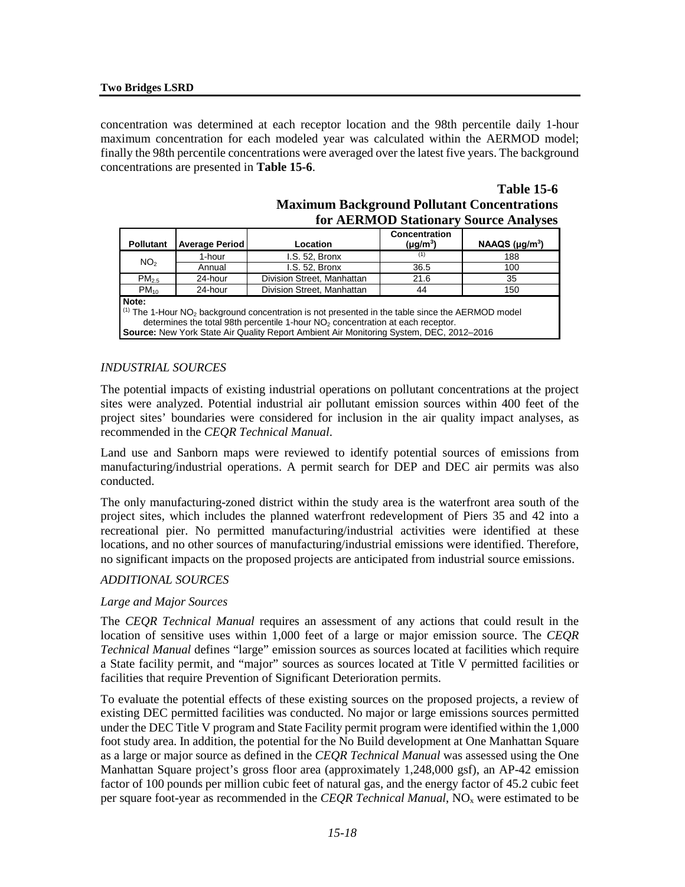concentration was determined at each receptor location and the 98th percentile daily 1-hour maximum concentration for each modeled year was calculated within the AERMOD model; finally the 98th percentile concentrations were averaged over the latest five years. The background concentrations are presented in **Table 15-6**.

**Table 15-6**
**Maximum Background Pollutant Concentrations for AERMOD Stationary Source Analyses**

| Pollutant | Average Period | Location | Concentration ($\mu g/m^3$) | NAAQS ($\mu g/m^3$) |
|---|---|---|---|---|
| $NO_2$ | 1-hour | I.S. 52, Bronx | (1) | 188 |
| | Annual | I.S. 52, Bronx | 36.5 | 100 |
| $PM_{2.5}$ | 24-hour | Division Street, Manhattan | 21.6 | 35 |
| $PM_{10}$ | 24-hour | Division Street, Manhattan | 44 | 150 |

**Note:**
(1) The 1-Hour $NO_2$ background concentration is not presented in the table since the AERMOD model determines the total 98th percentile 1-hour $NO_2$ concentration at each receptor.
**Source:** New York State Air Quality Report Ambient Air Monitoring System, DEC, 2012–2016

*INDUSTRIAL SOURCES*

The potential impacts of existing industrial operations on pollutant concentrations at the project sites were analyzed. Potential industrial air pollutant emission sources within 400 feet of the project sites' boundaries were considered for inclusion in the air quality impact analyses, as recommended in the *CEQR Technical Manual*.

Land use and Sanborn maps were reviewed to identify potential sources of emissions from manufacturing/industrial operations. A permit search for DEP and DEC air permits was also conducted.

The only manufacturing-zoned district within the study area is the waterfront area south of the project sites, which includes the planned waterfront redevelopment of Piers 35 and 42 into a recreational pier. No permitted manufacturing/industrial activities were identified at these locations, and no other sources of manufacturing/industrial emissions were identified. Therefore, no significant impacts on the proposed projects are anticipated from industrial source emissions.

*ADDITIONAL SOURCES*

*Large and Major Sources*

The *CEQR Technical Manual* requires an assessment of any actions that could result in the location of sensitive uses within 1,000 feet of a large or major emission source. The *CEQR Technical Manual* defines "large" emission sources as sources located at facilities which require a State facility permit, and "major" sources as sources located at Title V permitted facilities or facilities that require Prevention of Significant Deterioration permits.

To evaluate the potential effects of these existing sources on the proposed projects, a review of existing DEC permitted facilities was conducted. No major or large emissions sources permitted under the DEC Title V program and State Facility permit program were identified within the 1,000 foot study area. In addition, the potential for the No Build development at One Manhattan Square as a large or major source as defined in the *CEQR Technical Manual* was assessed using the One Manhattan Square project's gross floor area (approximately 1,248,000 gsf), an AP-42 emission factor of 100 pounds per million cubic feet of natural gas, and the energy factor of 45.2 cubic feet per square foot-year as recommended in the *CEQR Technical Manual*, $NO_x$ were estimated to be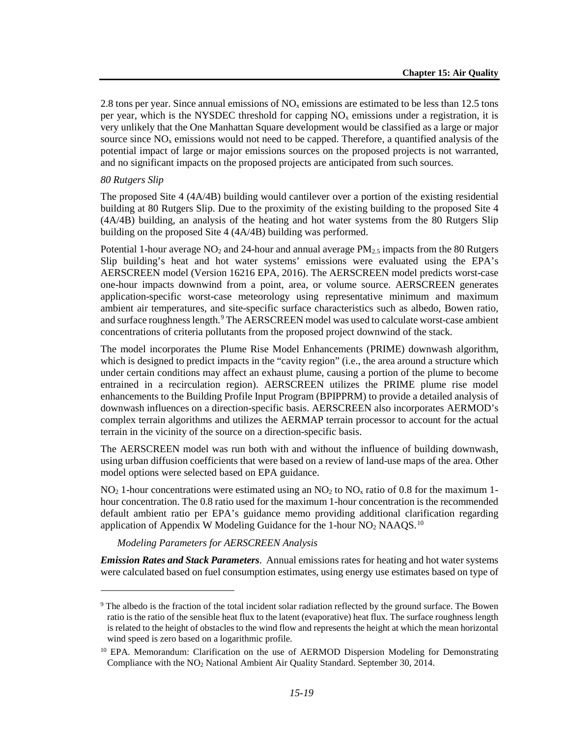2.8 tons per year. Since annual emissions of $NO_x$ emissions are estimated to be less than 12.5 tons per year, which is the NYSDEC threshold for capping $NO_x$ emissions under a registration, it is very unlikely that the One Manhattan Square development would be classified as a large or major source since $NO_x$ emissions would not need to be capped. Therefore, a quantified analysis of the potential impact of large or major emissions sources on the proposed projects is not warranted, and no significant impacts on the proposed projects are anticipated from such sources.

*80 Rutgers Slip*

The proposed Site 4 (4A/4B) building would cantilever over a portion of the existing residential building at 80 Rutgers Slip. Due to the proximity of the existing building to the proposed Site 4 (4A/4B) building, an analysis of the heating and hot water systems from the 80 Rutgers Slip building on the proposed Site 4 (4A/4B) building was performed.

Potential 1-hour average $NO_2$ and 24-hour and annual average $PM_{2.5}$ impacts from the 80 Rutgers Slip building's heat and hot water systems' emissions were evaluated using the EPA's AERSCREEN model (Version 16216 EPA, 2016). The AERSCREEN model predicts worst-case one-hour impacts downwind from a point, area, or volume source. AERSCREEN generates application-specific worst-case meteorology using representative minimum and maximum ambient air temperatures, and site-specific surface characteristics such as albedo, Bowen ratio, and surface roughness length.[9] The AERSCREEN model was used to calculate worst-case ambient concentrations of criteria pollutants from the proposed project downwind of the stack.

The model incorporates the Plume Rise Model Enhancements (PRIME) downwash algorithm, which is designed to predict impacts in the "cavity region" (i.e., the area around a structure which under certain conditions may affect an exhaust plume, causing a portion of the plume to become entrained in a recirculation region). AERSCREEN utilizes the PRIME plume rise model enhancements to the Building Profile Input Program (BPIPPRM) to provide a detailed analysis of downwash influences on a direction-specific basis. AERSCREEN also incorporates AERMOD's complex terrain algorithms and utilizes the AERMAP terrain processor to account for the actual terrain in the vicinity of the source on a direction-specific basis.

The AERSCREEN model was run both with and without the influence of building downwash, using urban diffusion coefficients that were based on a review of land-use maps of the area. Other model options were selected based on EPA guidance.

$NO_2$ 1-hour concentrations were estimated using an $NO_2$ to $NO_x$ ratio of 0.8 for the maximum 1-hour concentration. The 0.8 ratio used for the maximum 1-hour concentration is the recommended default ambient ratio per EPA's guidance memo providing additional clarification regarding application of Appendix W Modeling Guidance for the 1-hour $NO_2$ NAAQS.[10]

*Modeling Parameters for AERSCREEN Analysis*

***Emission Rates and Stack Parameters***. Annual emissions rates for heating and hot water systems were calculated based on fuel consumption estimates, using energy use estimates based on type of

---

[9] The albedo is the fraction of the total incident solar radiation reflected by the ground surface. The Bowen ratio is the ratio of the sensible heat flux to the latent (evaporative) heat flux. The surface roughness length is related to the height of obstacles to the wind flow and represents the height at which the mean horizontal wind speed is zero based on a logarithmic profile.

[10] EPA. Memorandum: Clarification on the use of AERMOD Dispersion Modeling for Demonstrating Compliance with the $NO_2$ National Ambient Air Quality Standard. September 30, 2014.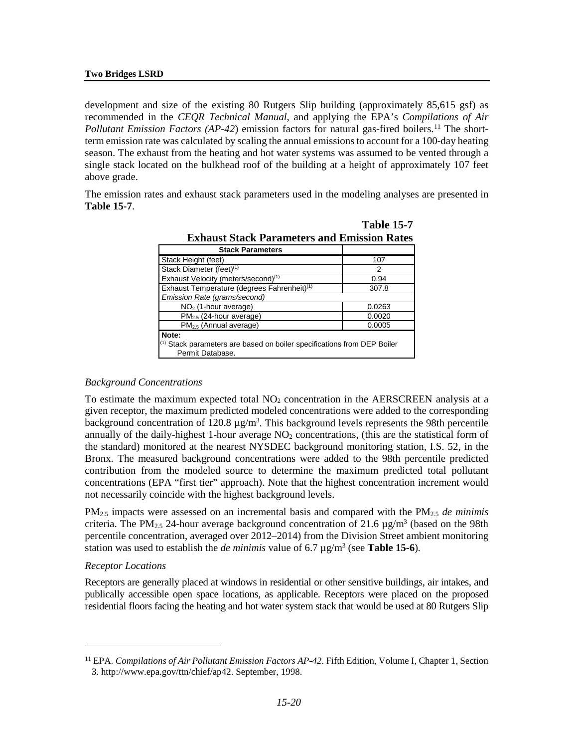development and size of the existing 80 Rutgers Slip building (approximately 85,615 gsf) as recommended in the *CEQR Technical Manual*, and applying the EPA's *Compilations of Air Pollutant Emission Factors (AP-42)* emission factors for natural gas-fired boilers.[11] The short-term emission rate was calculated by scaling the annual emissions to account for a 100-day heating season. The exhaust from the heating and hot water systems was assumed to be vented through a single stack located on the bulkhead roof of the building at a height of approximately 107 feet above grade.

The emission rates and exhaust stack parameters used in the modeling analyses are presented in **Table 15-7**.

**Table 15-7**
**Exhaust Stack Parameters and Emission Rates**

| Stack Parameters | |
|---|---|
| Stack Height (feet) | 107 |
| Stack Diameter (feet)[(1)] | 2 |
| Exhaust Velocity (meters/second)[(1)] | 0.94 |
| Exhaust Temperature (degrees Fahrenheit)[(1)] | 307.8 |
| *Emission Rate (grams/second)* | |
| $NO_2$ (1-hour average) | 0.0263 |
| $PM_{2.5}$ (24-hour average) | 0.0020 |
| $PM_{2.5}$ (Annual average) | 0.0005 |

**Note:**
[(1)] Stack parameters are based on boiler specifications from DEP Boiler Permit Database.

*Background Concentrations*

To estimate the maximum expected total $NO_2$ concentration in the AERSCREEN analysis at a given receptor, the maximum predicted modeled concentrations were added to the corresponding background concentration of 120.8 µg/m$^3$. This background levels represents the 98th percentile annually of the daily-highest 1-hour average $NO_2$ concentrations, (this are the statistical form of the standard) monitored at the nearest NYSDEC background monitoring station, I.S. 52, in the Bronx. The measured background concentrations were added to the 98th percentile predicted contribution from the modeled source to determine the maximum predicted total pollutant concentrations (EPA "first tier" approach). Note that the highest concentration increment would not necessarily coincide with the highest background levels.

$PM_{2.5}$ impacts were assessed on an incremental basis and compared with the $PM_{2.5}$ *de minimis* criteria. The $PM_{2.5}$ 24-hour average background concentration of 21.6 µg/m$^3$ (based on the 98th percentile concentration, averaged over 2012–2014) from the Division Street ambient monitoring station was used to establish the *de minimis* value of 6.7 µg/m$^3$ (see **Table 15-6**).

*Receptor Locations*

Receptors are generally placed at windows in residential or other sensitive buildings, air intakes, and publically accessible open space locations, as applicable. Receptors were placed on the proposed residential floors facing the heating and hot water system stack that would be used at 80 Rutgers Slip

[11] EPA. *Compilations of Air Pollutant Emission Factors AP-42*. Fifth Edition, Volume I, Chapter 1, Section 3. http://www.epa.gov/ttn/chief/ap42. September, 1998.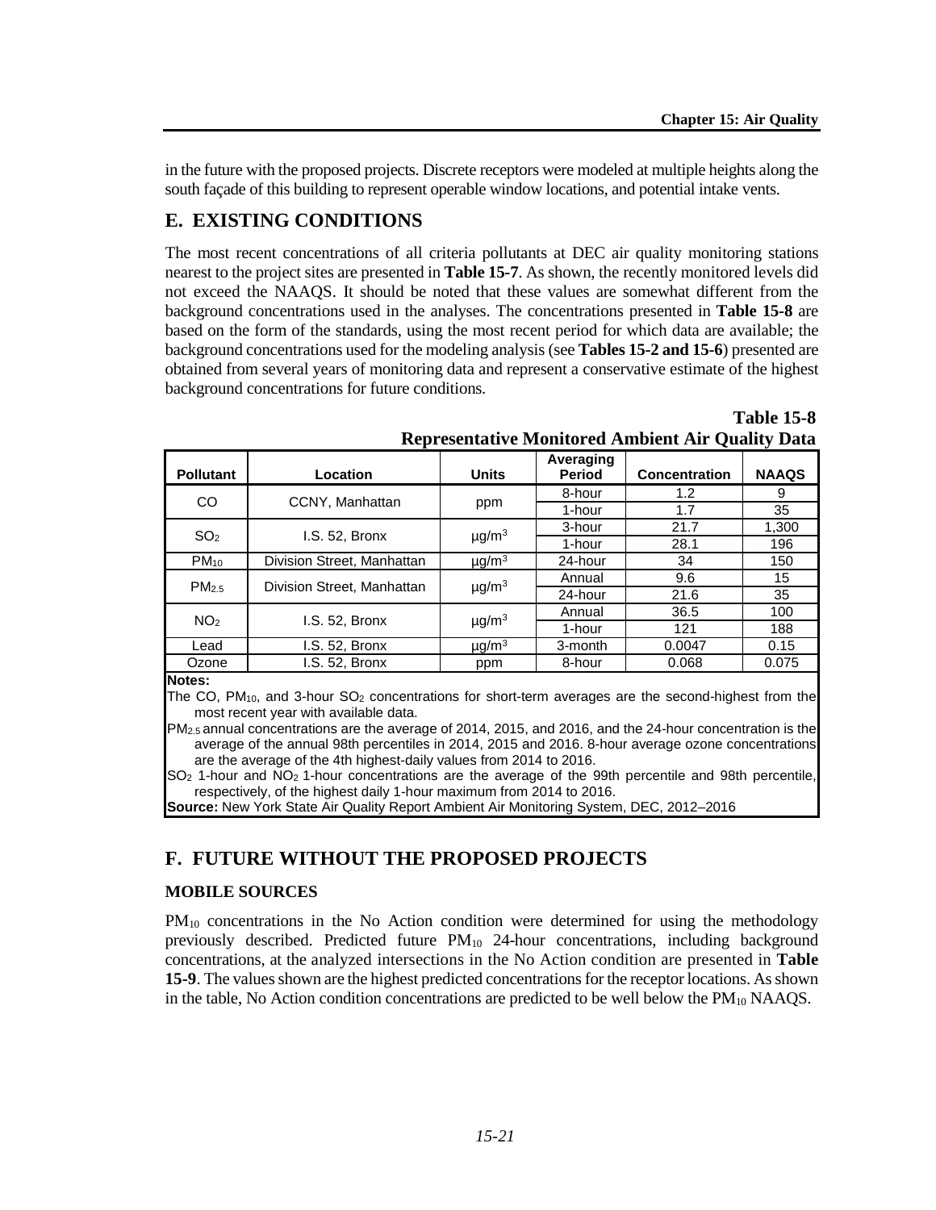in the future with the proposed projects. Discrete receptors were modeled at multiple heights along the south façade of this building to represent operable window locations, and potential intake vents.

## E. EXISTING CONDITIONS

The most recent concentrations of all criteria pollutants at DEC air quality monitoring stations nearest to the project sites are presented in **Table 15-7**. As shown, the recently monitored levels did not exceed the NAAQS. It should be noted that these values are somewhat different from the background concentrations used in the analyses. The concentrations presented in **Table 15-8** are based on the form of the standards, using the most recent period for which data are available; the background concentrations used for the modeling analysis (see **Tables 15-2 and 15-6**) presented are obtained from several years of monitoring data and represent a conservative estimate of the highest background concentrations for future conditions.

**Table 15-8**
**Representative Monitored Ambient Air Quality Data**

| Pollutant | Location | Units | Averaging Period | Concentration | NAAQS |
|---|---|---|---|---|---|
| CO | CCNY, Manhattan | ppm | 8-hour | 1.2 | 9 |
| | | | 1-hour | 1.7 | 35 |
| $SO_2$ | I.S. 52, Bronx | µg/m$^3$ | 3-hour | 21.7 | 1,300 |
| | | | 1-hour | 28.1 | 196 |
| $PM_{10}$ | Division Street, Manhattan | µg/m$^3$ | 24-hour | 34 | 150 |
| $PM_{2.5}$ | Division Street, Manhattan | µg/m$^3$ | Annual | 9.6 | 15 |
| | | | 24-hour | 21.6 | 35 |
| $NO_2$ | I.S. 52, Bronx | µg/m$^3$ | Annual | 36.5 | 100 |
| | | | 1-hour | 121 | 188 |
| Lead | I.S. 52, Bronx | µg/m$^3$ | 3-month | 0.0047 | 0.15 |
| Ozone | I.S. 52, Bronx | ppm | 8-hour | 0.068 | 0.075 |

**Notes:**

The CO, $PM_{10}$, and 3-hour $SO_2$ concentrations for short-term averages are the second-highest from the most recent year with available data.

$PM_{2.5}$ annual concentrations are the average of 2014, 2015, and 2016, and the 24-hour concentration is the average of the annual 98th percentiles in 2014, 2015 and 2016. 8-hour average ozone concentrations are the average of the 4th highest-daily values from 2014 to 2016.

$SO_2$ 1-hour and $NO_2$ 1-hour concentrations are the average of the 99th percentile and 98th percentile, respectively, of the highest daily 1-hour maximum from 2014 to 2016.

**Source:** New York State Air Quality Report Ambient Air Monitoring System, DEC, 2012–2016

## F. FUTURE WITHOUT THE PROPOSED PROJECTS

### MOBILE SOURCES

$PM_{10}$ concentrations in the No Action condition were determined for using the methodology previously described. Predicted future $PM_{10}$ 24-hour concentrations, including background concentrations, at the analyzed intersections in the No Action condition are presented in **Table 15-9**. The values shown are the highest predicted concentrations for the receptor locations. As shown in the table, No Action condition concentrations are predicted to be well below the $PM_{10}$ NAAQS.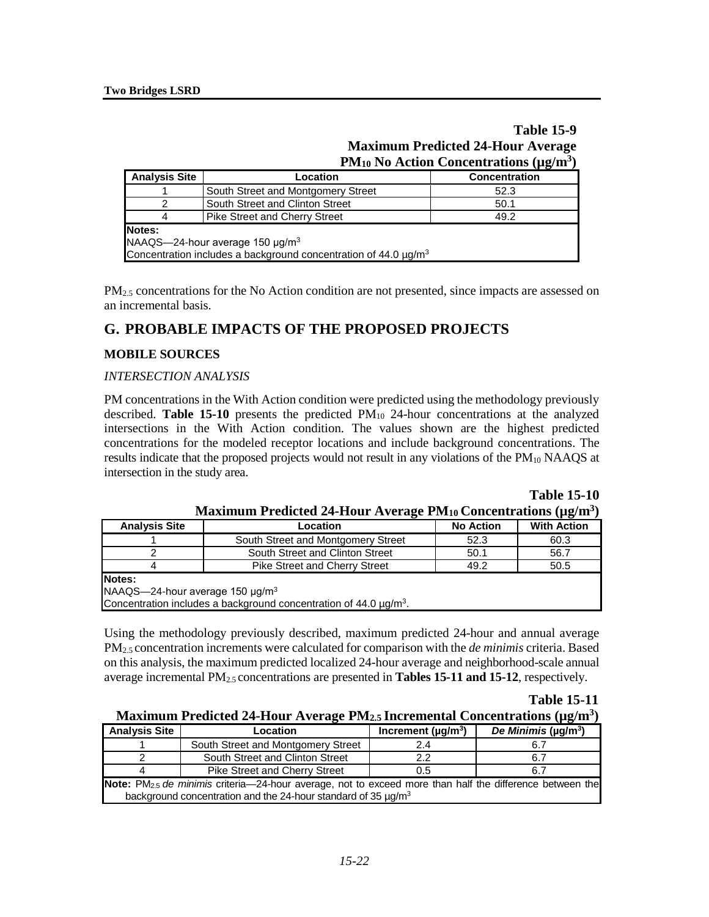**Table 15-9**
**Maximum Predicted 24-Hour Average $PM_{10}$ No Action Concentrations ($\mu g/m^3$)**

| Analysis Site | Location | Concentration |
|---|---|---|
| 1 | South Street and Montgomery Street | 52.3 |
| 2 | South Street and Clinton Street | 50.1 |
| 4 | Pike Street and Cherry Street | 49.2 |

**Notes:**
NAAQS—24-hour average 150 $\mu g/m^3$
Concentration includes a background concentration of 44.0 $\mu g/m^3$

$PM_{2.5}$ concentrations for the No Action condition are not presented, since impacts are assessed on an incremental basis.

## G. PROBABLE IMPACTS OF THE PROPOSED PROJECTS

### MOBILE SOURCES

*INTERSECTION ANALYSIS*

PM concentrations in the With Action condition were predicted using the methodology previously described. **Table 15-10** presents the predicted $PM_{10}$ 24-hour concentrations at the analyzed intersections in the With Action condition. The values shown are the highest predicted concentrations for the modeled receptor locations and include background concentrations. The results indicate that the proposed projects would not result in any violations of the $PM_{10}$ NAAQS at intersection in the study area.

**Table 15-10**
**Maximum Predicted 24-Hour Average $PM_{10}$ Concentrations ($\mu g/m^3$)**

| Analysis Site | Location | No Action | With Action |
|---|---|---|---|
| 1 | South Street and Montgomery Street | 52.3 | 60.3 |
| 2 | South Street and Clinton Street | 50.1 | 56.7 |
| 4 | Pike Street and Cherry Street | 49.2 | 50.5 |

**Notes:**
NAAQS—24-hour average 150 $\mu g/m^3$
Concentration includes a background concentration of 44.0 $\mu g/m^3$.

Using the methodology previously described, maximum predicted 24-hour and annual average $PM_{2.5}$ concentration increments were calculated for comparison with the *de minimis* criteria. Based on this analysis, the maximum predicted localized 24-hour average and neighborhood-scale annual average incremental $PM_{2.5}$ concentrations are presented in **Tables 15-11 and 15-12**, respectively.

**Table 15-11**
**Maximum Predicted 24-Hour Average $PM_{2.5}$ Incremental Concentrations ($\mu g/m^3$)**

| Analysis Site | Location | Increment ($\mu g/m^3$) | *De Minimis* ($\mu g/m^3$) |
|---|---|---|---|
| 1 | South Street and Montgomery Street | 2.4 | 6.7 |
| 2 | South Street and Clinton Street | 2.2 | 6.7 |
| 4 | Pike Street and Cherry Street | 0.5 | 6.7 |

**Note:** $PM_{2.5}$ *de minimis* criteria—24-hour average, not to exceed more than half the difference between the background concentration and the 24-hour standard of 35 $\mu g/m^3$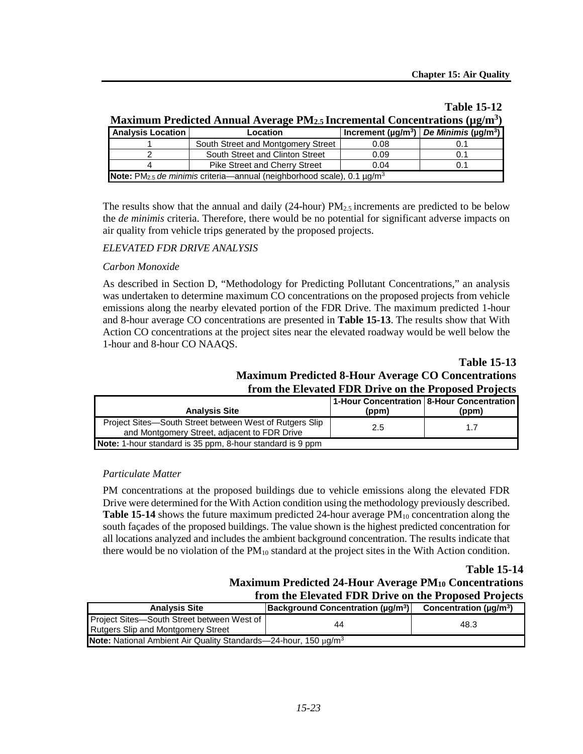**Table 15-12**
**Maximum Predicted Annual Average $PM_{2.5}$ Incremental Concentrations ($\mu g/m^3$)**

| Analysis Location | Location | Increment ($\mu g/m^3$) | *De Minimis* ($\mu g/m^3$) |
|---|---|---|---|
| 1 | South Street and Montgomery Street | 0.08 | 0.1 |
| 2 | South Street and Clinton Street | 0.09 | 0.1 |
| 4 | Pike Street and Cherry Street | 0.04 | 0.1 |
| **Note:** $PM_{2.5}$ *de minimis* criteria—annual (neighborhood scale), 0.1 $\mu g/m^3$ | | | |

The results show that the annual and daily (24-hour) $PM_{2.5}$ increments are predicted to be below the *de minimis* criteria. Therefore, there would be no potential for significant adverse impacts on air quality from vehicle trips generated by the proposed projects.

*ELEVATED FDR DRIVE ANALYSIS*

*Carbon Monoxide*

As described in Section D, "Methodology for Predicting Pollutant Concentrations," an analysis was undertaken to determine maximum CO concentrations on the proposed projects from vehicle emissions along the nearby elevated portion of the FDR Drive. The maximum predicted 1-hour and 8-hour average CO concentrations are presented in **Table 15-13**. The results show that With Action CO concentrations at the project sites near the elevated roadway would be well below the 1-hour and 8-hour CO NAAQS.

**Table 15-13**
**Maximum Predicted 8-Hour Average CO Concentrations from the Elevated FDR Drive on the Proposed Projects**

| Analysis Site | 1-Hour Concentration (ppm) | 8-Hour Concentration (ppm) |
|---|---|---|
| Project Sites—South Street between West of Rutgers Slip and Montgomery Street, adjacent to FDR Drive | 2.5 | 1.7 |
| **Note:** 1-hour standard is 35 ppm, 8-hour standard is 9 ppm | | |

*Particulate Matter*

PM concentrations at the proposed buildings due to vehicle emissions along the elevated FDR Drive were determined for the With Action condition using the methodology previously described. **Table 15-14** shows the future maximum predicted 24-hour average $PM_{10}$ concentration along the south façades of the proposed buildings. The value shown is the highest predicted concentration for all locations analyzed and includes the ambient background concentration. The results indicate that there would be no violation of the $PM_{10}$ standard at the project sites in the With Action condition.

**Table 15-14**
**Maximum Predicted 24-Hour Average $PM_{10}$ Concentrations from the Elevated FDR Drive on the Proposed Projects**

| Analysis Site | Background Concentration ($\mu g/m^3$) | Concentration ($\mu g/m^3$) |
|---|---|---|
| Project Sites—South Street between West of Rutgers Slip and Montgomery Street | 44 | 48.3 |
| **Note:** National Ambient Air Quality Standards—24-hour, 150 $\mu g/m^3$ | | |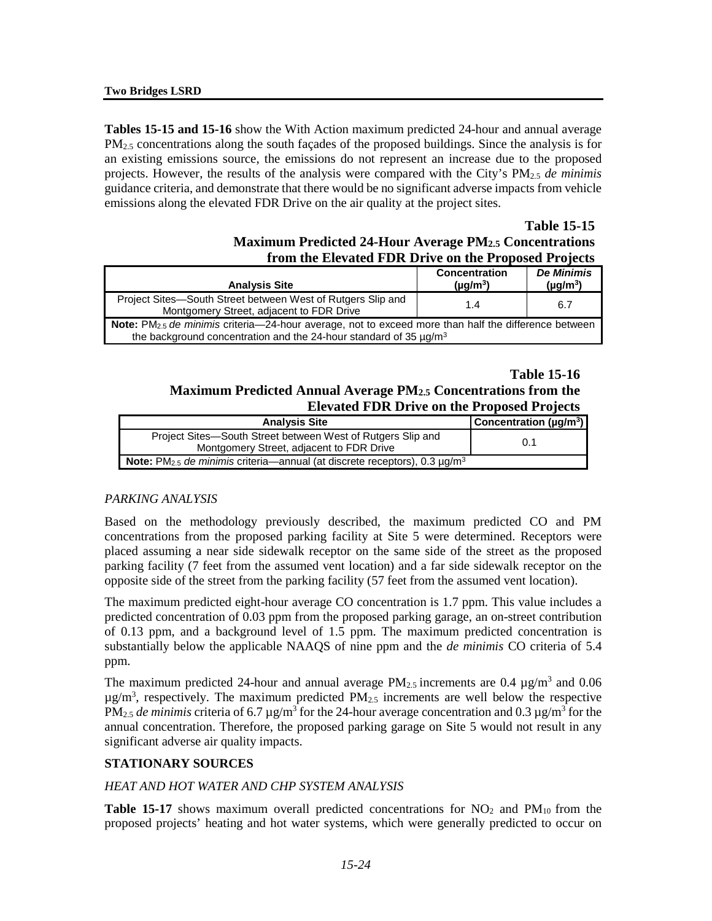**Tables 15-15 and 15-16** show the With Action maximum predicted 24-hour and annual average $PM_{2.5}$ concentrations along the south façades of the proposed buildings. Since the analysis is for an existing emissions source, the emissions do not represent an increase due to the proposed projects. However, the results of the analysis were compared with the City's $PM_{2.5}$ *de minimis* guidance criteria, and demonstrate that there would be no significant adverse impacts from vehicle emissions along the elevated FDR Drive on the air quality at the project sites.

**Table 15-15**
**Maximum Predicted 24-Hour Average $PM_{2.5}$ Concentrations from the Elevated FDR Drive on the Proposed Projects**

| Analysis Site | Concentration ($\mu g/m^3$) | *De Minimis* ($\mu g/m^3$) |
|---|---|---|
| Project Sites—South Street between West of Rutgers Slip and Montgomery Street, adjacent to FDR Drive | 1.4 | 6.7 |
| **Note:** $PM_{2.5}$ *de minimis* criteria—24-hour average, not to exceed more than half the difference between the background concentration and the 24-hour standard of 35 $\mu g/m^3$ | | |

**Table 15-16**
**Maximum Predicted Annual Average $PM_{2.5}$ Concentrations from the Elevated FDR Drive on the Proposed Projects**

| Analysis Site | Concentration ($\mu g/m^3$) |
|---|---|
| Project Sites—South Street between West of Rutgers Slip and Montgomery Street, adjacent to FDR Drive | 0.1 |
| **Note:** $PM_{2.5}$ *de minimis* criteria—annual (at discrete receptors), 0.3 $\mu g/m^3$ | |

*PARKING ANALYSIS*

Based on the methodology previously described, the maximum predicted CO and PM concentrations from the proposed parking facility at Site 5 were determined. Receptors were placed assuming a near side sidewalk receptor on the same side of the street as the proposed parking facility (7 feet from the assumed vent location) and a far side sidewalk receptor on the opposite side of the street from the parking facility (57 feet from the assumed vent location).

The maximum predicted eight-hour average CO concentration is 1.7 ppm. This value includes a predicted concentration of 0.03 ppm from the proposed parking garage, an on-street contribution of 0.13 ppm, and a background level of 1.5 ppm. The maximum predicted concentration is substantially below the applicable NAAQS of nine ppm and the *de minimis* CO criteria of 5.4 ppm.

The maximum predicted 24-hour and annual average $PM_{2.5}$ increments are 0.4 $\mu g/m^3$ and 0.06 $\mu g/m^3$, respectively. The maximum predicted $PM_{2.5}$ increments are well below the respective $PM_{2.5}$ *de minimis* criteria of 6.7 $\mu g/m^3$ for the 24-hour average concentration and 0.3 $\mu g/m^3$ for the annual concentration. Therefore, the proposed parking garage on Site 5 would not result in any significant adverse air quality impacts.

## STATIONARY SOURCES

*HEAT AND HOT WATER AND CHP SYSTEM ANALYSIS*

**Table 15-17** shows maximum overall predicted concentrations for $NO_2$ and $PM_{10}$ from the proposed projects' heating and hot water systems, which were generally predicted to occur on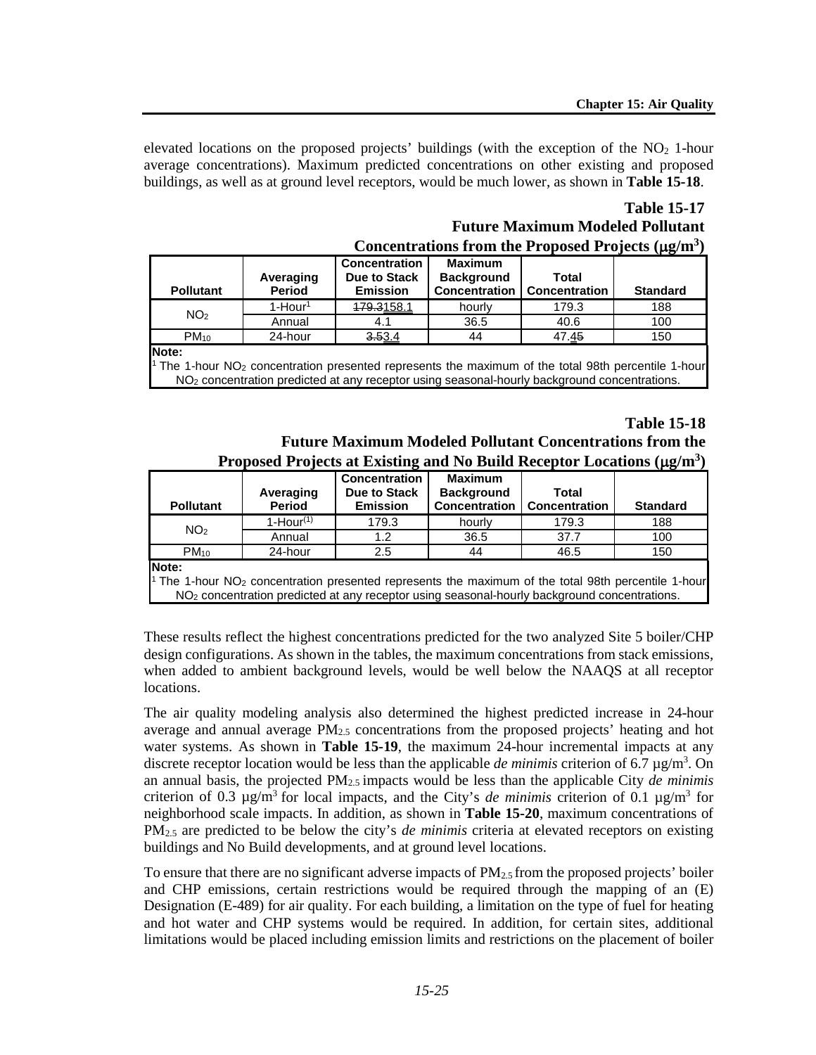elevated locations on the proposed projects' buildings (with the exception of the $NO_2$ 1-hour average concentrations). Maximum predicted concentrations on other existing and proposed buildings, as well as at ground level receptors, would be much lower, as shown in **Table 15-18**.

**Table 15-17**
**Future Maximum Modeled Pollutant Concentrations from the Proposed Projects ($\mu g/m^3$)**

| Pollutant | Averaging Period | Concentration Due to Stack Emission | Maximum Background Concentration | Total Concentration | Standard |
|---|---|---|---|---|---|
| $NO_2$ | 1-Hour[1] | ~~179.3~~158.1 | hourly | 179.3 | 188 |
| | Annual | 4.1 | 36.5 | 40.6 | 100 |
| $PM_{10}$ | 24-hour | ~~3.5~~3.4 | 44 | 47.~~5~~4 | 150 |

**Note:**
[1] The 1-hour $NO_2$ concentration presented represents the maximum of the total 98th percentile 1-hour $NO_2$ concentration predicted at any receptor using seasonal-hourly background concentrations.

**Table 15-18**
**Future Maximum Modeled Pollutant Concentrations from the Proposed Projects at Existing and No Build Receptor Locations ($\mu g/m^3$)**

| Pollutant | Averaging Period | Concentration Due to Stack Emission | Maximum Background Concentration | Total Concentration | Standard |
|---|---|---|---|---|---|
| $NO_2$ | 1-Hour(1) | 179.3 | hourly | 179.3 | 188 |
| | Annual | 1.2 | 36.5 | 37.7 | 100 |
| $PM_{10}$ | 24-hour | 2.5 | 44 | 46.5 | 150 |

**Note:**
[1] The 1-hour $NO_2$ concentration presented represents the maximum of the total 98th percentile 1-hour $NO_2$ concentration predicted at any receptor using seasonal-hourly background concentrations.

These results reflect the highest concentrations predicted for the two analyzed Site 5 boiler/CHP design configurations. As shown in the tables, the maximum concentrations from stack emissions, when added to ambient background levels, would be well below the NAAQS at all receptor locations.

The air quality modeling analysis also determined the highest predicted increase in 24-hour average and annual average $PM_{2.5}$ concentrations from the proposed projects' heating and hot water systems. As shown in **Table 15-19**, the maximum 24-hour incremental impacts at any discrete receptor location would be less than the applicable *de minimis* criterion of 6.7 $\mu g/m^3$. On an annual basis, the projected $PM_{2.5}$ impacts would be less than the applicable City *de minimis* criterion of 0.3 $\mu g/m^3$ for local impacts, and the City's *de minimis* criterion of 0.1 $\mu g/m^3$ for neighborhood scale impacts. In addition, as shown in **Table 15-20**, maximum concentrations of $PM_{2.5}$ are predicted to be below the city's *de minimis* criteria at elevated receptors on existing buildings and No Build developments, and at ground level locations.

To ensure that there are no significant adverse impacts of $PM_{2.5}$ from the proposed projects' boiler and CHP emissions, certain restrictions would be required through the mapping of an (E) Designation (E-489) for air quality. For each building, a limitation on the type of fuel for heating and hot water and CHP systems would be required. In addition, for certain sites, additional limitations would be placed including emission limits and restrictions on the placement of boiler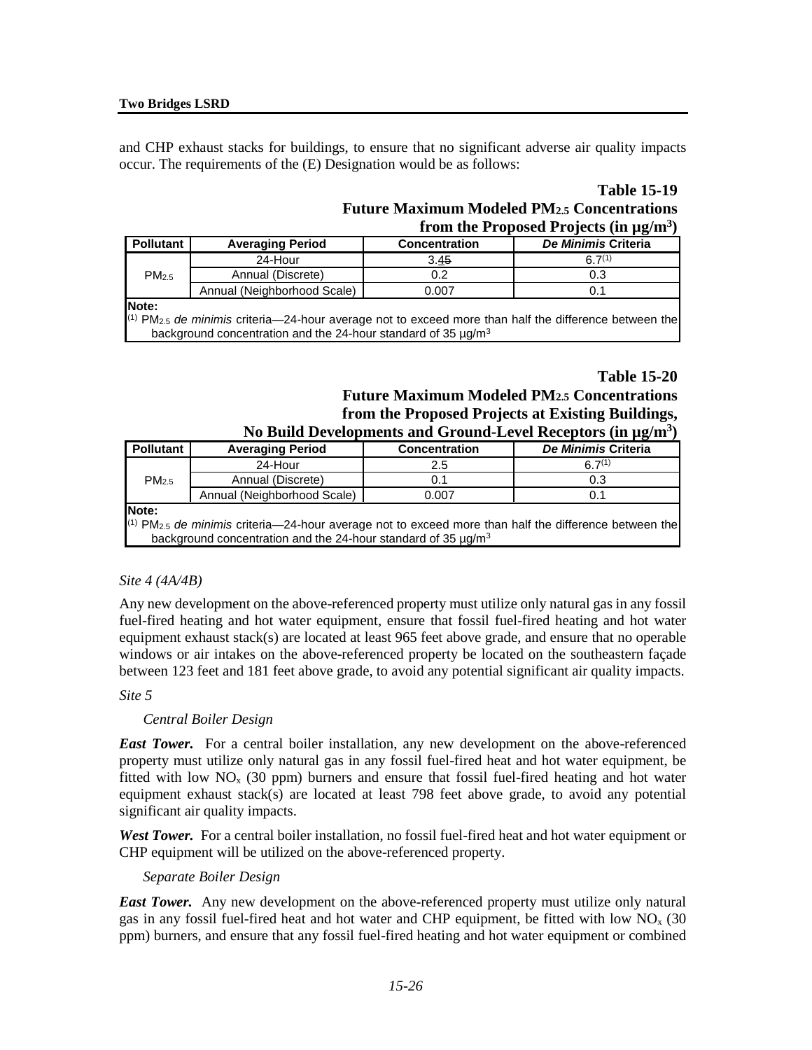and CHP exhaust stacks for buildings, to ensure that no significant adverse air quality impacts occur. The requirements of the (E) Designation would be as follows:

**Table 15-19**
**Future Maximum Modeled $PM_{2.5}$ Concentrations from the Proposed Projects (in µg/m³)**

| Pollutant | Averaging Period | Concentration | *De Minimis* Criteria |
|---|---|---|---|
| $PM_{2.5}$ | 24-Hour | 3.~~4~~5 | 6.7[1] |
| | Annual (Discrete) | 0.2 | 0.3 |
| | Annual (Neighborhood Scale) | 0.007 | 0.1 |

**Note:**
[1] $PM_{2.5}$ *de minimis* criteria—24-hour average not to exceed more than half the difference between the background concentration and the 24-hour standard of 35 µg/m³

**Table 15-20**
**Future Maximum Modeled $PM_{2.5}$ Concentrations from the Proposed Projects at Existing Buildings, No Build Developments and Ground-Level Receptors (in µg/m³)**

| Pollutant | Averaging Period | Concentration | *De Minimis* Criteria |
|---|---|---|---|
| $PM_{2.5}$ | 24-Hour | 2.5 | 6.7[1] |
| | Annual (Discrete) | 0.1 | 0.3 |
| | Annual (Neighborhood Scale) | 0.007 | 0.1 |

**Note:**
[1] $PM_{2.5}$ *de minimis* criteria—24-hour average not to exceed more than half the difference between the background concentration and the 24-hour standard of 35 µg/m³

*Site 4 (4A/4B)*

Any new development on the above-referenced property must utilize only natural gas in any fossil fuel-fired heating and hot water equipment, ensure that fossil fuel-fired heating and hot water equipment exhaust stack(s) are located at least 965 feet above grade, and ensure that no operable windows or air intakes on the above-referenced property be located on the southeastern façade between 123 feet and 181 feet above grade, to avoid any potential significant air quality impacts.

*Site 5*

*Central Boiler Design*

***East Tower.*** For a central boiler installation, any new development on the above-referenced property must utilize only natural gas in any fossil fuel-fired heat and hot water equipment, be fitted with low $NO_x$ (30 ppm) burners and ensure that fossil fuel-fired heating and hot water equipment exhaust stack(s) are located at least 798 feet above grade, to avoid any potential significant air quality impacts.

***West Tower.*** For a central boiler installation, no fossil fuel-fired heat and hot water equipment or CHP equipment will be utilized on the above-referenced property.

*Separate Boiler Design*

***East Tower.*** Any new development on the above-referenced property must utilize only natural gas in any fossil fuel-fired heat and hot water and CHP equipment, be fitted with low $NO_x$ (30 ppm) burners, and ensure that any fossil fuel-fired heating and hot water equipment or combined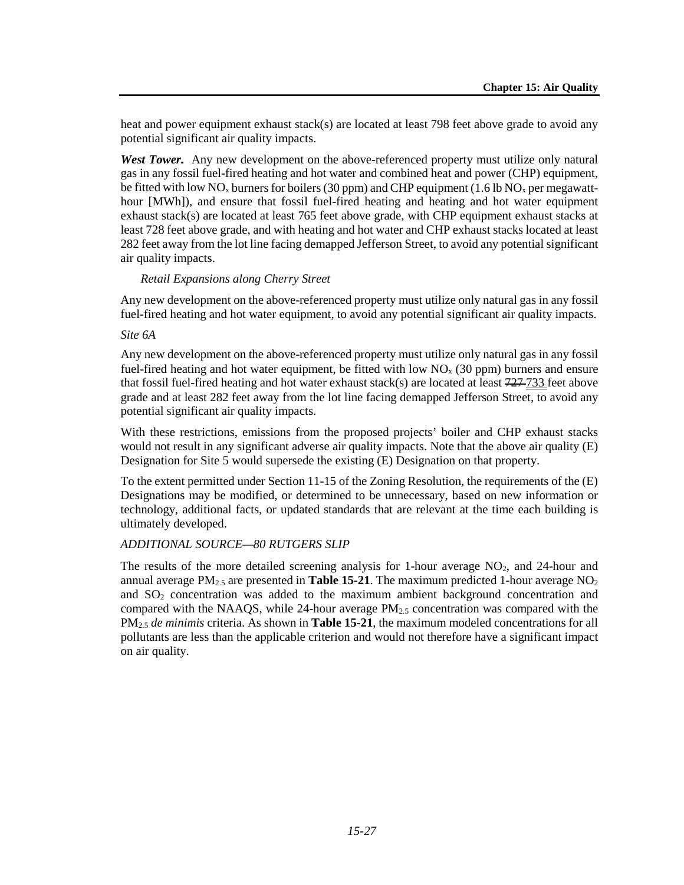heat and power equipment exhaust stack(s) are located at least 798 feet above grade to avoid any potential significant air quality impacts.

***West Tower.*** Any new development on the above-referenced property must utilize only natural gas in any fossil fuel-fired heating and hot water and combined heat and power (CHP) equipment, be fitted with low $NO_x$ burners for boilers (30 ppm) and CHP equipment (1.6 lb $NO_x$ per megawatt-hour [MWh]), and ensure that fossil fuel-fired heating and heating and hot water equipment exhaust stack(s) are located at least 765 feet above grade, with CHP equipment exhaust stacks at least 728 feet above grade, and with heating and hot water and CHP exhaust stacks located at least 282 feet away from the lot line facing demapped Jefferson Street, to avoid any potential significant air quality impacts.

*Retail Expansions along Cherry Street*

Any new development on the above-referenced property must utilize only natural gas in any fossil fuel-fired heating and hot water equipment, to avoid any potential significant air quality impacts.

*Site 6A*

Any new development on the above-referenced property must utilize only natural gas in any fossil fuel-fired heating and hot water equipment, be fitted with low $NO_x$ (30 ppm) burners and ensure that fossil fuel-fired heating and hot water exhaust stack(s) are located at least ~~727~~ 733 feet above grade and at least 282 feet away from the lot line facing demapped Jefferson Street, to avoid any potential significant air quality impacts.

With these restrictions, emissions from the proposed projects' boiler and CHP exhaust stacks would not result in any significant adverse air quality impacts. Note that the above air quality (E) Designation for Site 5 would supersede the existing (E) Designation on that property.

To the extent permitted under Section 11-15 of the Zoning Resolution, the requirements of the (E) Designations may be modified, or determined to be unnecessary, based on new information or technology, additional facts, or updated standards that are relevant at the time each building is ultimately developed.

*ADDITIONAL SOURCE—80 RUTGERS SLIP*

The results of the more detailed screening analysis for 1-hour average $NO_2$, and 24-hour and annual average $PM_{2.5}$ are presented in **Table 15-21**. The maximum predicted 1-hour average $NO_2$ and $SO_2$ concentration was added to the maximum ambient background concentration and compared with the NAAQS, while 24-hour average $PM_{2.5}$ concentration was compared with the $PM_{2.5}$ *de minimis* criteria. As shown in **Table 15-21**, the maximum modeled concentrations for all pollutants are less than the applicable criterion and would not therefore have a significant impact on air quality.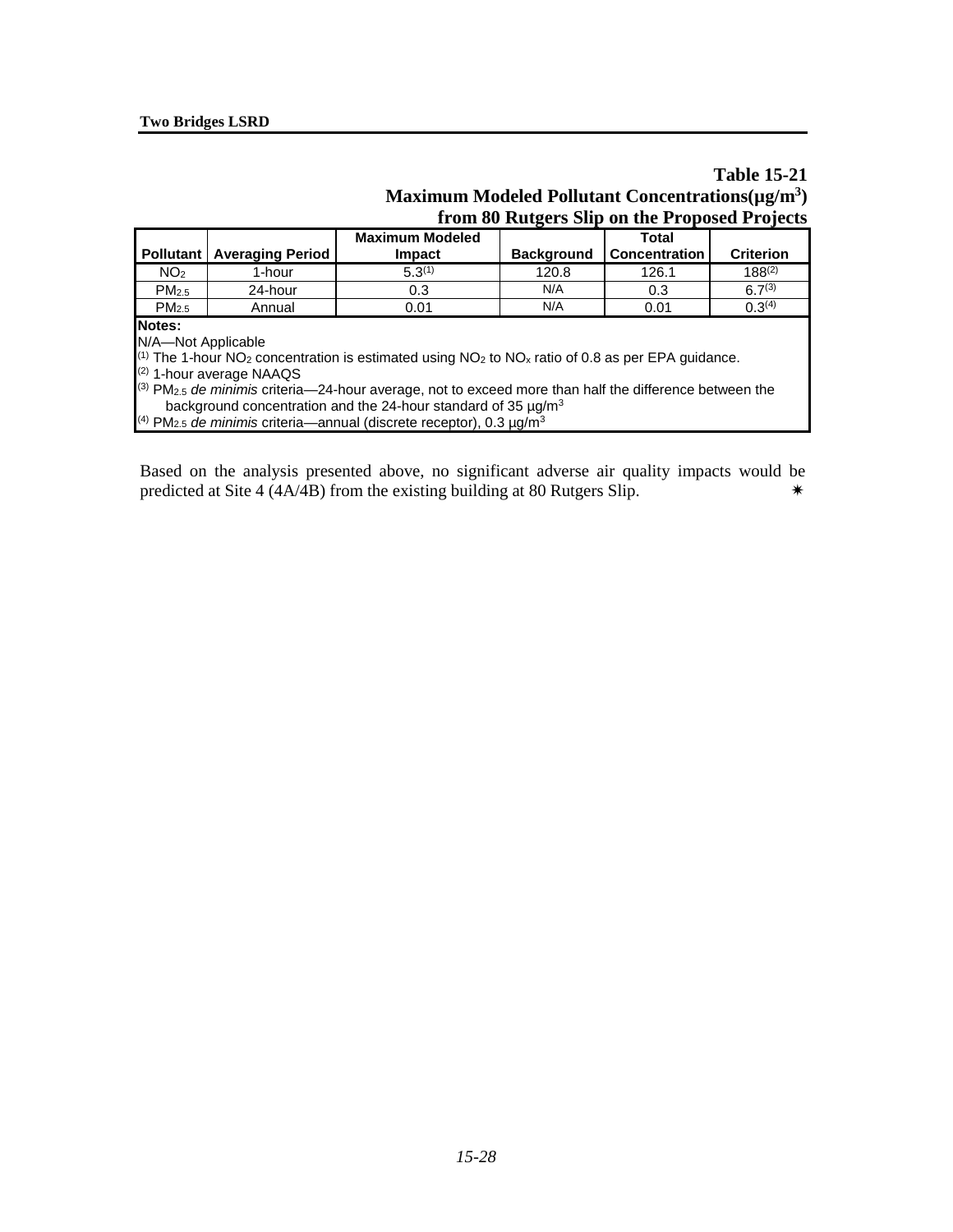**Table 15-21**
**Maximum Modeled Pollutant Concentrations($\mu g/m^3$) from 80 Rutgers Slip on the Proposed Projects**

| Pollutant | Averaging Period | Maximum Modeled Impact | Background | Total Concentration | Criterion |
|---|---|---|---|---|---|
| $NO_2$ | 1-hour | 5.3(1) | 120.8 | 126.1 | 188(2) |
| $PM_{2.5}$ | 24-hour | 0.3 | N/A | 0.3 | 6.7(3) |
| $PM_{2.5}$ | Annual | 0.01 | N/A | 0.01 | 0.3(4) |

**Notes:**

N/A—Not Applicable

(1) The 1-hour $NO_2$ concentration is estimated using $NO_2$ to $NO_x$ ratio of 0.8 as per EPA guidance.

(2) 1-hour average NAAQS

(3) $PM_{2.5}$ *de minimis* criteria—24-hour average, not to exceed more than half the difference between the background concentration and the 24-hour standard of 35 $\mu g/m^3$

(4) $PM_{2.5}$ *de minimis* criteria—annual (discrete receptor), 0.3 $\mu g/m^3$

Based on the analysis presented above, no significant adverse air quality impacts would be predicted at Site 4 (4A/4B) from the existing building at 80 Rutgers Slip. *